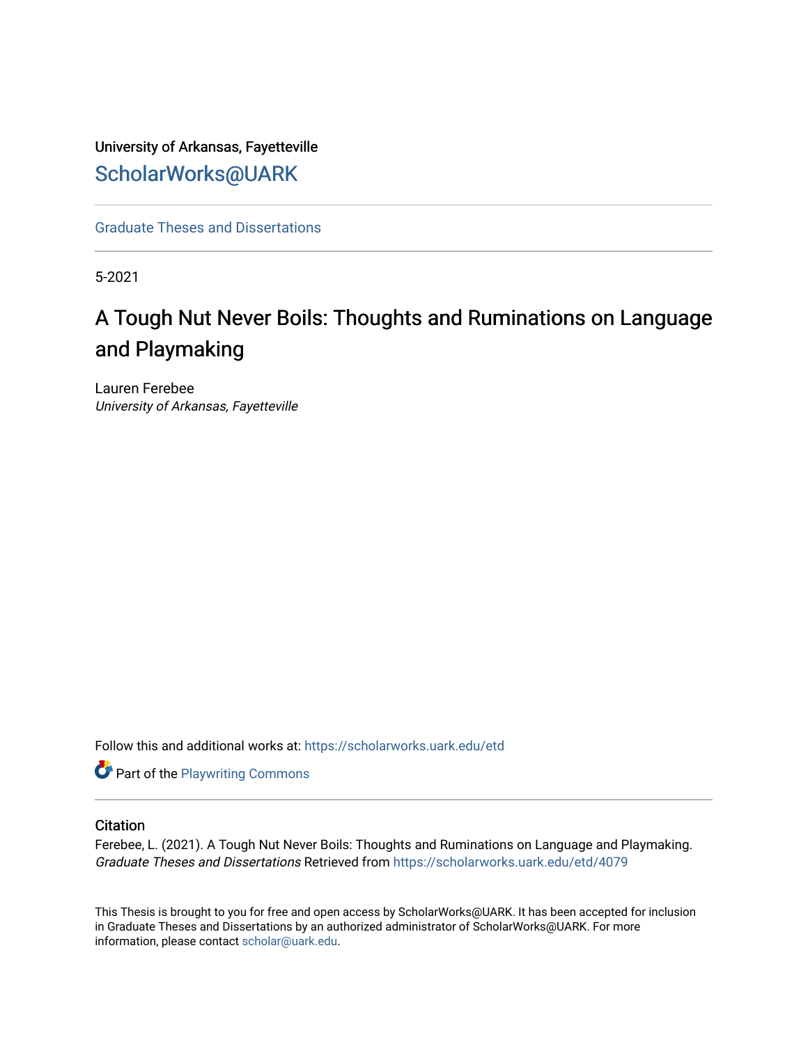University of Arkansas, Fayetteville

# ScholarWorks@UARK

Graduate Theses and Dissertations

---

5-2021

# A Tough Nut Never Boils: Thoughts and Ruminations on Language and Playmaking

Lauren Ferebee
*University of Arkansas, Fayetteville*

Follow this and additional works at: https://scholarworks.uark.edu/etd

Part of the Playwriting Commons

## Citation

Ferebee, L. (2021). A Tough Nut Never Boils: Thoughts and Ruminations on Language and Playmaking. *Graduate Theses and Dissertations* Retrieved from https://scholarworks.uark.edu/etd/4079

This Thesis is brought to you for free and open access by ScholarWorks@UARK. It has been accepted for inclusion in Graduate Theses and Dissertations by an authorized administrator of ScholarWorks@UARK. For more information, please contact scholar@uark.edu.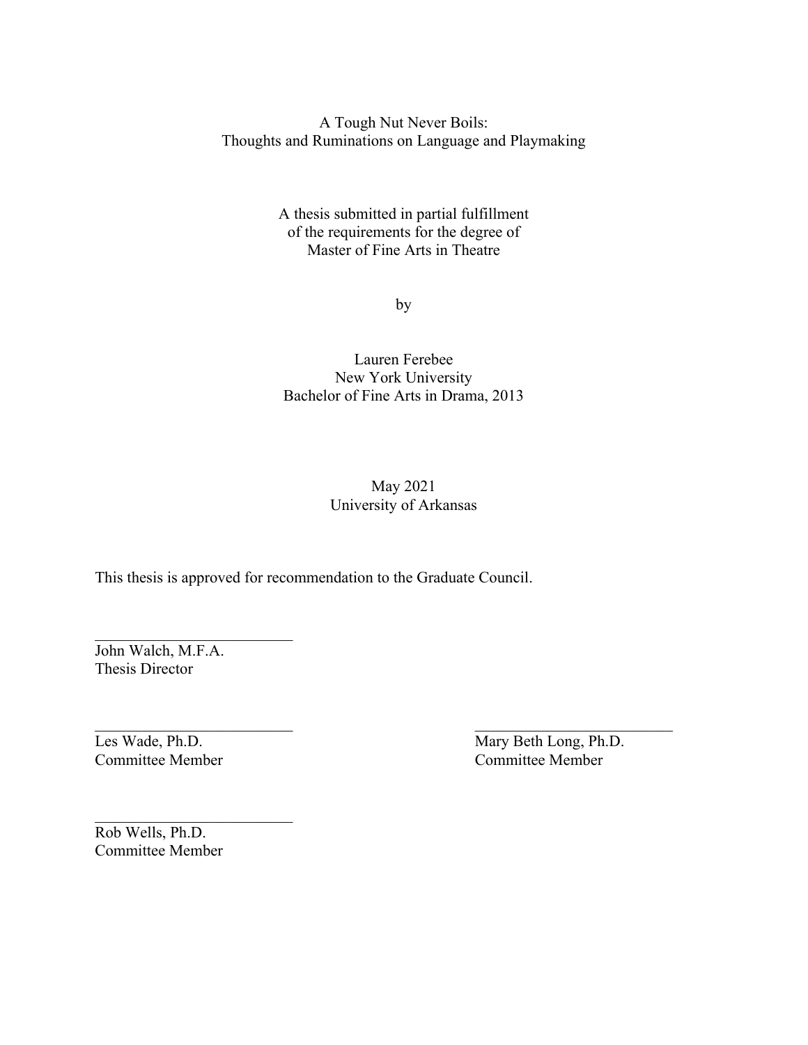A Tough Nut Never Boils:
Thoughts and Ruminations on Language and Playmaking

A thesis submitted in partial fulfillment
of the requirements for the degree of
Master of Fine Arts in Theatre

by

Lauren Ferebee
New York University
Bachelor of Fine Arts in Drama, 2013

May 2021
University of Arkansas

This thesis is approved for recommendation to the Graduate Council.

___________________________
John Walch, M.F.A.
Thesis Director

___________________________
Les Wade, Ph.D.
Committee Member

___________________________
Mary Beth Long, Ph.D.
Committee Member

___________________________
Rob Wells, Ph.D.
Committee Member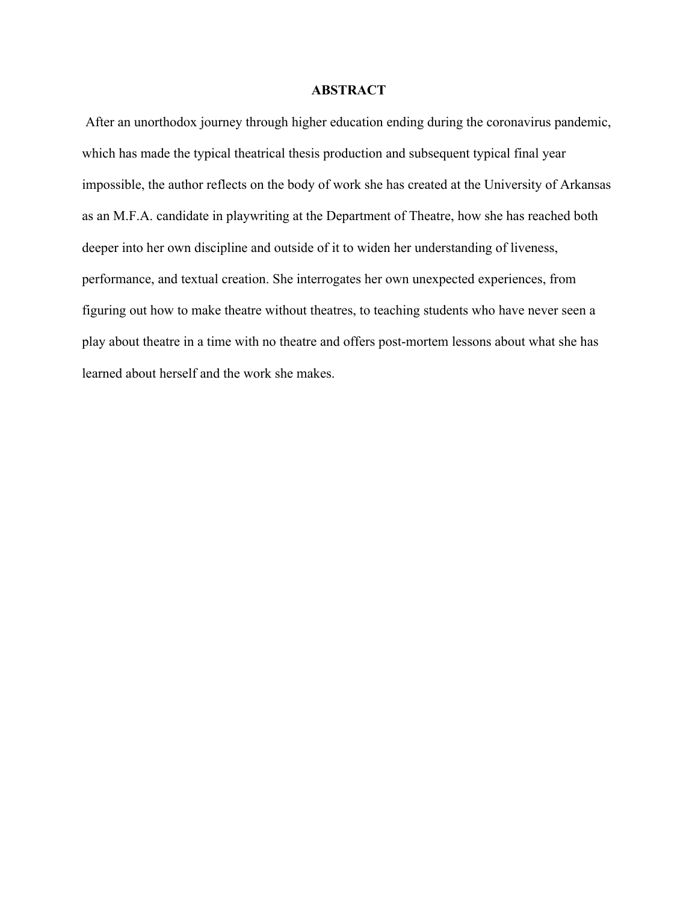# ABSTRACT

After an unorthodox journey through higher education ending during the coronavirus pandemic, which has made the typical theatrical thesis production and subsequent typical final year impossible, the author reflects on the body of work she has created at the University of Arkansas as an M.F.A. candidate in playwriting at the Department of Theatre, how she has reached both deeper into her own discipline and outside of it to widen her understanding of liveness, performance, and textual creation. She interrogates her own unexpected experiences, from figuring out how to make theatre without theatres, to teaching students who have never seen a play about theatre in a time with no theatre and offers post-mortem lessons about what she has learned about herself and the work she makes.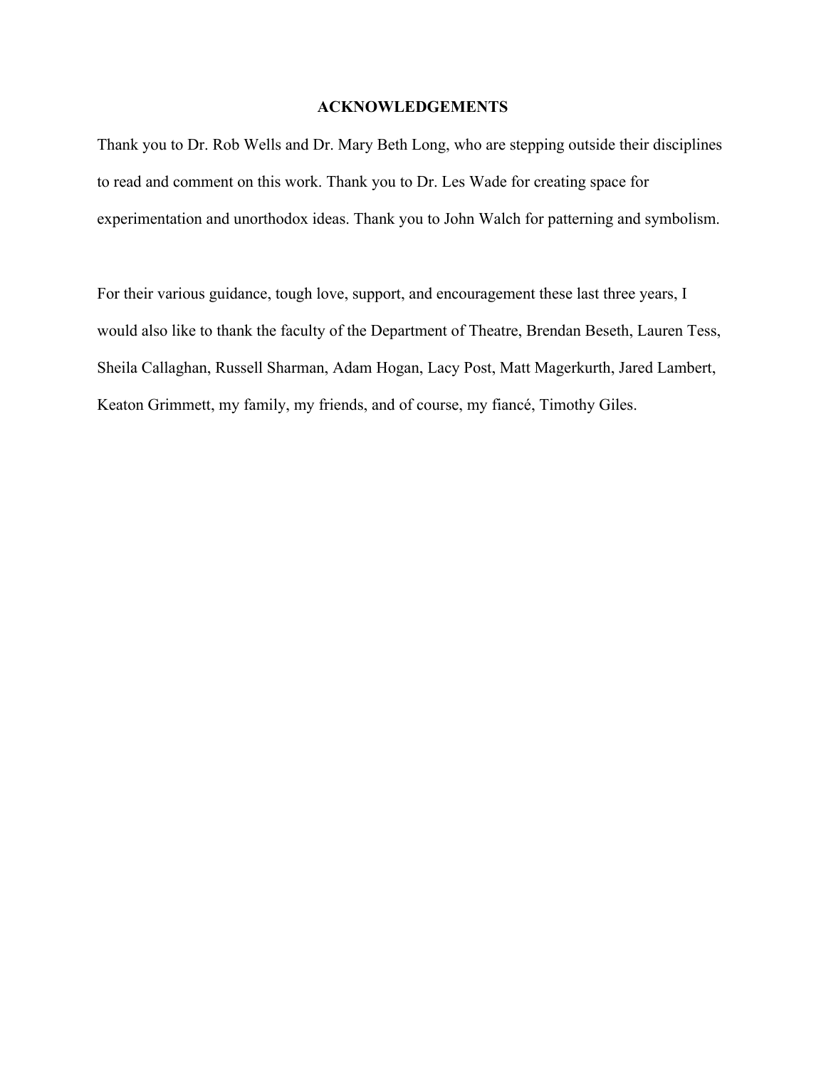# ACKNOWLEDGEMENTS

Thank you to Dr. Rob Wells and Dr. Mary Beth Long, who are stepping outside their disciplines to read and comment on this work. Thank you to Dr. Les Wade for creating space for experimentation and unorthodox ideas. Thank you to John Walch for patterning and symbolism.

For their various guidance, tough love, support, and encouragement these last three years, I would also like to thank the faculty of the Department of Theatre, Brendan Beseth, Lauren Tess, Sheila Callaghan, Russell Sharman, Adam Hogan, Lacy Post, Matt Magerkurth, Jared Lambert, Keaton Grimmett, my family, my friends, and of course, my fiancé, Timothy Giles.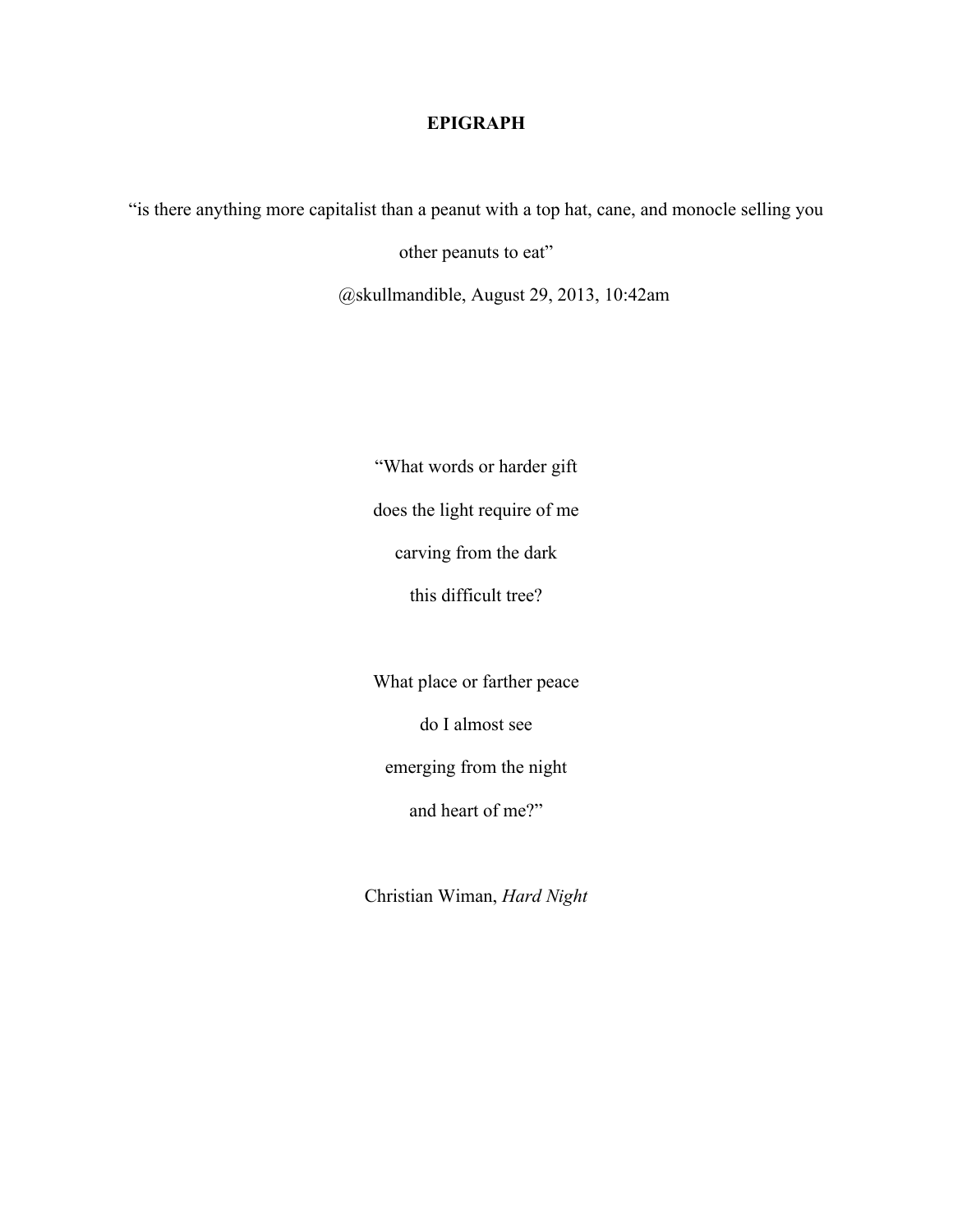# EPIGRAPH

"is there anything more capitalist than a peanut with a top hat, cane, and monocle selling you other peanuts to eat"

@skullmandible, August 29, 2013, 10:42am

"What words or harder gift  
does the light require of me  
carving from the dark  
this difficult tree?

What place or farther peace  
do I almost see  
emerging from the night  
and heart of me?"

Christian Wiman, *Hard Night*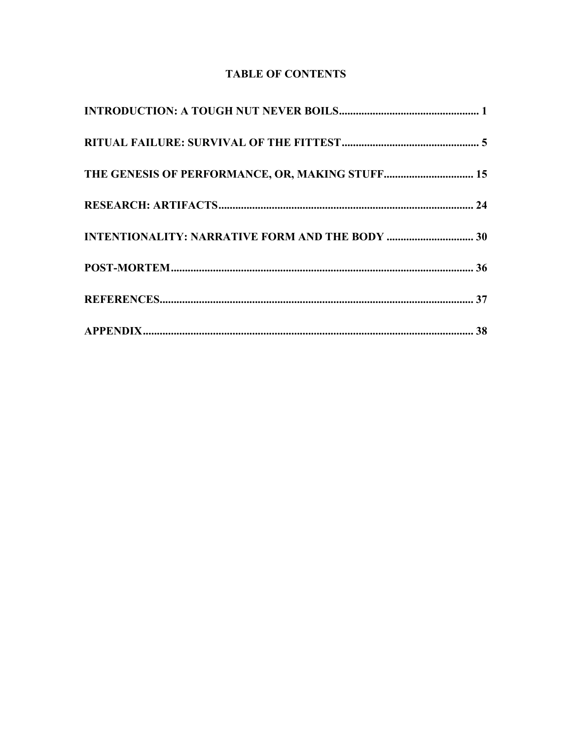# TABLE OF CONTENTS

**INTRODUCTION: A TOUGH NUT NEVER BOILS** ..................................................... 1

**RITUAL FAILURE: SURVIVAL OF THE FITTEST** ................................................. 5

**THE GENESIS OF PERFORMANCE, OR, MAKING STUFF** ................................ 15

**RESEARCH: ARTIFACTS** ........................................................................................ 24

**INTENTIONALITY: NARRATIVE FORM AND THE BODY** ............................... 30

**POST-MORTEM** ........................................................................................................ 36

**REFERENCES** ............................................................................................................ 37

**APPENDIX** ................................................................................................................... 38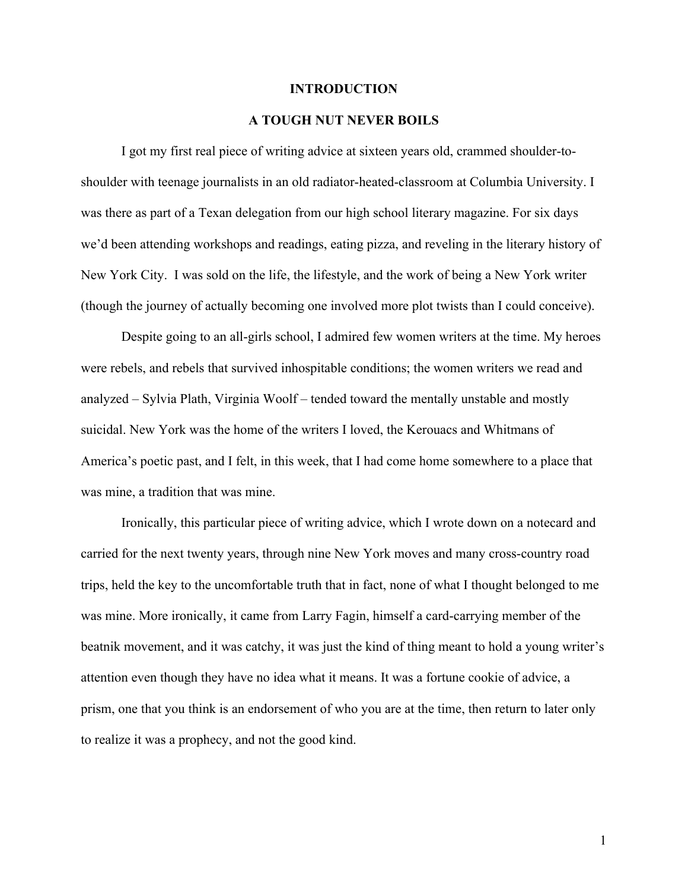# INTRODUCTION

## A TOUGH NUT NEVER BOILS

I got my first real piece of writing advice at sixteen years old, crammed shoulder-to-shoulder with teenage journalists in an old radiator-heated-classroom at Columbia University. I was there as part of a Texan delegation from our high school literary magazine. For six days we'd been attending workshops and readings, eating pizza, and reveling in the literary history of New York City. I was sold on the life, the lifestyle, and the work of being a New York writer (though the journey of actually becoming one involved more plot twists than I could conceive).

Despite going to an all-girls school, I admired few women writers at the time. My heroes were rebels, and rebels that survived inhospitable conditions; the women writers we read and analyzed – Sylvia Plath, Virginia Woolf – tended toward the mentally unstable and mostly suicidal. New York was the home of the writers I loved, the Kerouacs and Whitmans of America's poetic past, and I felt, in this week, that I had come home somewhere to a place that was mine, a tradition that was mine.

Ironically, this particular piece of writing advice, which I wrote down on a notecard and carried for the next twenty years, through nine New York moves and many cross-country road trips, held the key to the uncomfortable truth that in fact, none of what I thought belonged to me was mine. More ironically, it came from Larry Fagin, himself a card-carrying member of the beatnik movement, and it was catchy, it was just the kind of thing meant to hold a young writer's attention even though they have no idea what it means. It was a fortune cookie of advice, a prism, one that you think is an endorsement of who you are at the time, then return to later only to realize it was a prophecy, and not the good kind.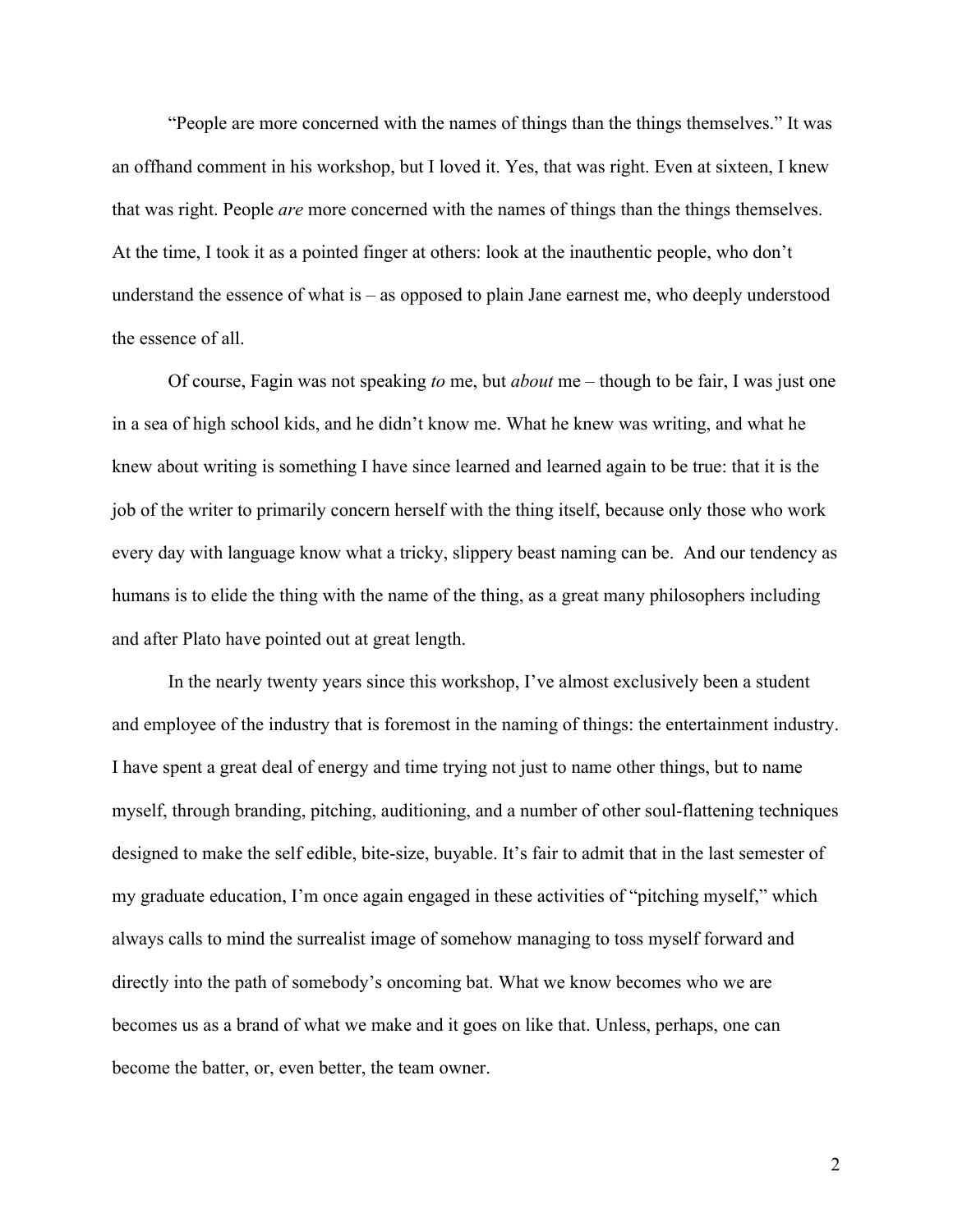"People are more concerned with the names of things than the things themselves." It was an offhand comment in his workshop, but I loved it. Yes, that was right. Even at sixteen, I knew that was right. People *are* more concerned with the names of things than the things themselves. At the time, I took it as a pointed finger at others: look at the inauthentic people, who don't understand the essence of what is – as opposed to plain Jane earnest me, who deeply understood the essence of all.

Of course, Fagin was not speaking *to* me, but *about* me – though to be fair, I was just one in a sea of high school kids, and he didn't know me. What he knew was writing, and what he knew about writing is something I have since learned and learned again to be true: that it is the job of the writer to primarily concern herself with the thing itself, because only those who work every day with language know what a tricky, slippery beast naming can be. And our tendency as humans is to elide the thing with the name of the thing, as a great many philosophers including and after Plato have pointed out at great length.

In the nearly twenty years since this workshop, I've almost exclusively been a student and employee of the industry that is foremost in the naming of things: the entertainment industry. I have spent a great deal of energy and time trying not just to name other things, but to name myself, through branding, pitching, auditioning, and a number of other soul-flattening techniques designed to make the self edible, bite-size, buyable. It's fair to admit that in the last semester of my graduate education, I'm once again engaged in these activities of "pitching myself," which always calls to mind the surrealist image of somehow managing to toss myself forward and directly into the path of somebody's oncoming bat. What we know becomes who we are becomes us as a brand of what we make and it goes on like that. Unless, perhaps, one can become the batter, or, even better, the team owner.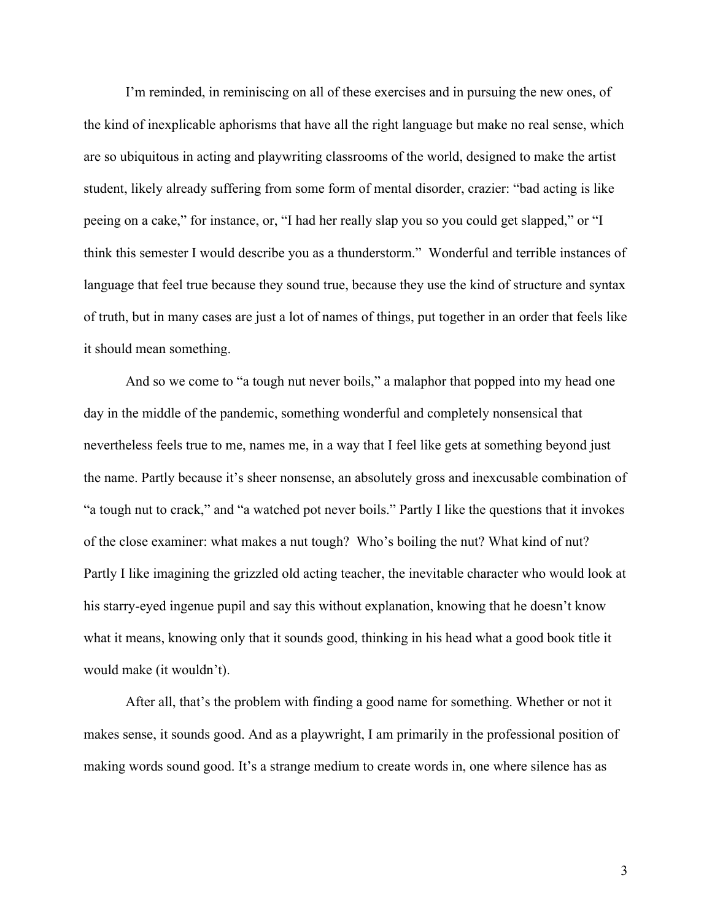I'm reminded, in reminiscing on all of these exercises and in pursuing the new ones, of the kind of inexplicable aphorisms that have all the right language but make no real sense, which are so ubiquitous in acting and playwriting classrooms of the world, designed to make the artist student, likely already suffering from some form of mental disorder, crazier: "bad acting is like peeing on a cake," for instance, or, "I had her really slap you so you could get slapped," or "I think this semester I would describe you as a thunderstorm." Wonderful and terrible instances of language that feel true because they sound true, because they use the kind of structure and syntax of truth, but in many cases are just a lot of names of things, put together in an order that feels like it should mean something.

And so we come to "a tough nut never boils," a malaphor that popped into my head one day in the middle of the pandemic, something wonderful and completely nonsensical that nevertheless feels true to me, names me, in a way that I feel like gets at something beyond just the name. Partly because it's sheer nonsense, an absolutely gross and inexcusable combination of "a tough nut to crack," and "a watched pot never boils." Partly I like the questions that it invokes of the close examiner: what makes a nut tough? Who's boiling the nut? What kind of nut? Partly I like imagining the grizzled old acting teacher, the inevitable character who would look at his starry-eyed ingenue pupil and say this without explanation, knowing that he doesn't know what it means, knowing only that it sounds good, thinking in his head what a good book title it would make (it wouldn't).

After all, that's the problem with finding a good name for something. Whether or not it makes sense, it sounds good. And as a playwright, I am primarily in the professional position of making words sound good. It's a strange medium to create words in, one where silence has as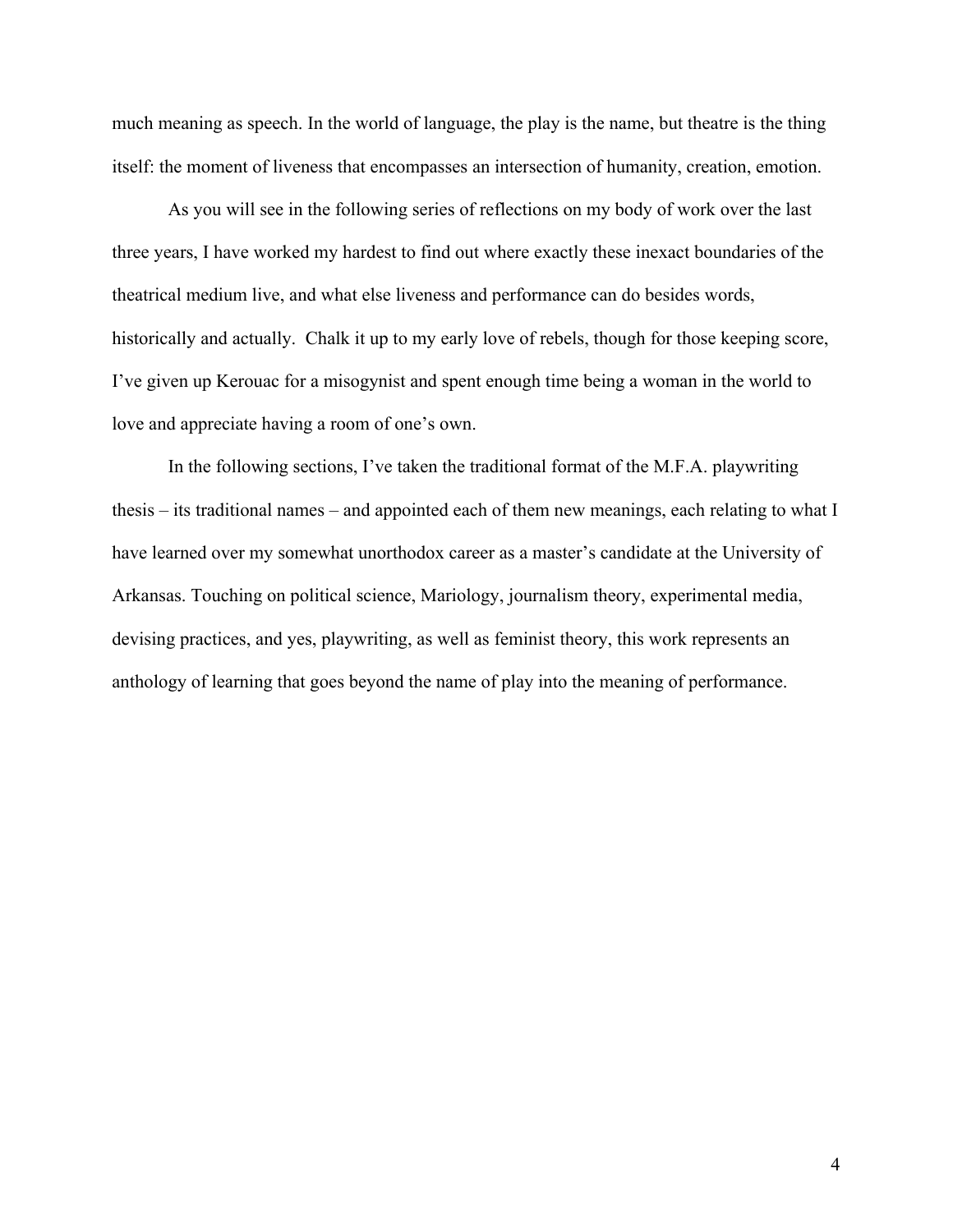much meaning as speech. In the world of language, the play is the name, but theatre is the thing itself: the moment of liveness that encompasses an intersection of humanity, creation, emotion.

As you will see in the following series of reflections on my body of work over the last three years, I have worked my hardest to find out where exactly these inexact boundaries of the theatrical medium live, and what else liveness and performance can do besides words, historically and actually. Chalk it up to my early love of rebels, though for those keeping score, I've given up Kerouac for a misogynist and spent enough time being a woman in the world to love and appreciate having a room of one's own.

In the following sections, I've taken the traditional format of the M.F.A. playwriting thesis – its traditional names – and appointed each of them new meanings, each relating to what I have learned over my somewhat unorthodox career as a master's candidate at the University of Arkansas. Touching on political science, Mariology, journalism theory, experimental media, devising practices, and yes, playwriting, as well as feminist theory, this work represents an anthology of learning that goes beyond the name of play into the meaning of performance.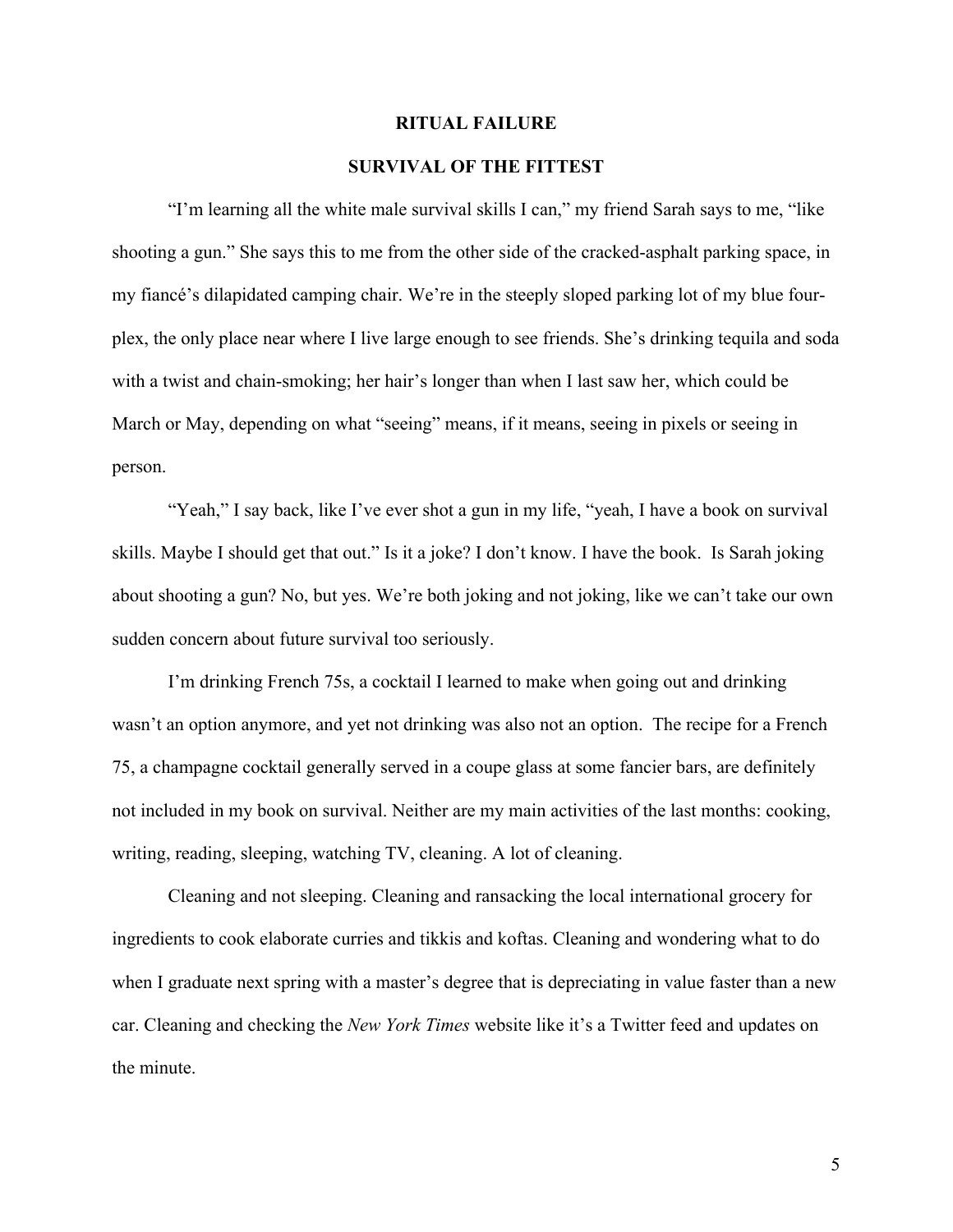## RITUAL FAILURE

### SURVIVAL OF THE FITTEST

"I'm learning all the white male survival skills I can," my friend Sarah says to me, "like shooting a gun." She says this to me from the other side of the cracked-asphalt parking space, in my fiancé's dilapidated camping chair. We're in the steeply sloped parking lot of my blue four-plex, the only place near where I live large enough to see friends. She's drinking tequila and soda with a twist and chain-smoking; her hair's longer than when I last saw her, which could be March or May, depending on what "seeing" means, if it means, seeing in pixels or seeing in person.

"Yeah," I say back, like I've ever shot a gun in my life, "yeah, I have a book on survival skills. Maybe I should get that out." Is it a joke? I don't know. I have the book. Is Sarah joking about shooting a gun? No, but yes. We're both joking and not joking, like we can't take our own sudden concern about future survival too seriously.

I'm drinking French 75s, a cocktail I learned to make when going out and drinking wasn't an option anymore, and yet not drinking was also not an option. The recipe for a French 75, a champagne cocktail generally served in a coupe glass at some fancier bars, are definitely not included in my book on survival. Neither are my main activities of the last months: cooking, writing, reading, sleeping, watching TV, cleaning. A lot of cleaning.

Cleaning and not sleeping. Cleaning and ransacking the local international grocery for ingredients to cook elaborate curries and tikkis and koftas. Cleaning and wondering what to do when I graduate next spring with a master's degree that is depreciating in value faster than a new car. Cleaning and checking the *New York Times* website like it's a Twitter feed and updates on the minute.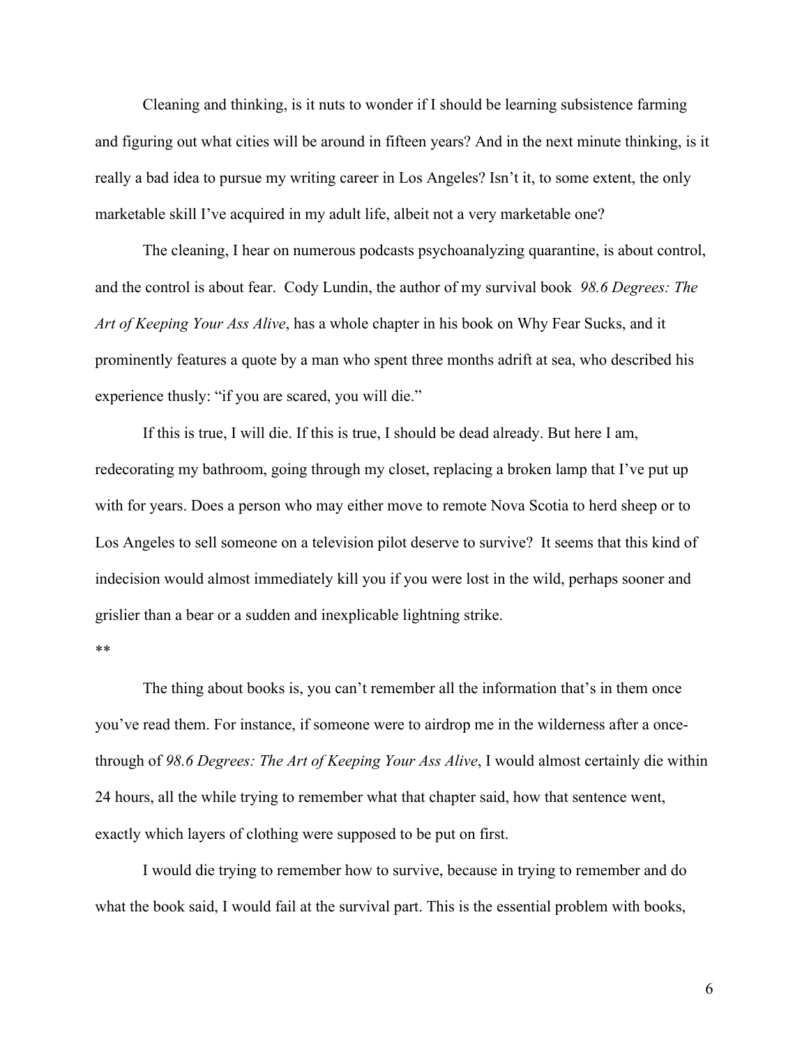Cleaning and thinking, is it nuts to wonder if I should be learning subsistence farming and figuring out what cities will be around in fifteen years? And in the next minute thinking, is it really a bad idea to pursue my writing career in Los Angeles? Isn't it, to some extent, the only marketable skill I've acquired in my adult life, albeit not a very marketable one?

The cleaning, I hear on numerous podcasts psychoanalyzing quarantine, is about control, and the control is about fear. Cody Lundin, the author of my survival book *98.6 Degrees: The Art of Keeping Your Ass Alive*, has a whole chapter in his book on Why Fear Sucks, and it prominently features a quote by a man who spent three months adrift at sea, who described his experience thusly: "if you are scared, you will die."

If this is true, I will die. If this is true, I should be dead already. But here I am, redecorating my bathroom, going through my closet, replacing a broken lamp that I've put up with for years. Does a person who may either move to remote Nova Scotia to herd sheep or to Los Angeles to sell someone on a television pilot deserve to survive? It seems that this kind of indecision would almost immediately kill you if you were lost in the wild, perhaps sooner and grislier than a bear or a sudden and inexplicable lightning strike.

**

The thing about books is, you can't remember all the information that's in them once you've read them. For instance, if someone were to airdrop me in the wilderness after a once-through of *98.6 Degrees: The Art of Keeping Your Ass Alive*, I would almost certainly die within 24 hours, all the while trying to remember what that chapter said, how that sentence went, exactly which layers of clothing were supposed to be put on first.

I would die trying to remember how to survive, because in trying to remember and do what the book said, I would fail at the survival part. This is the essential problem with books,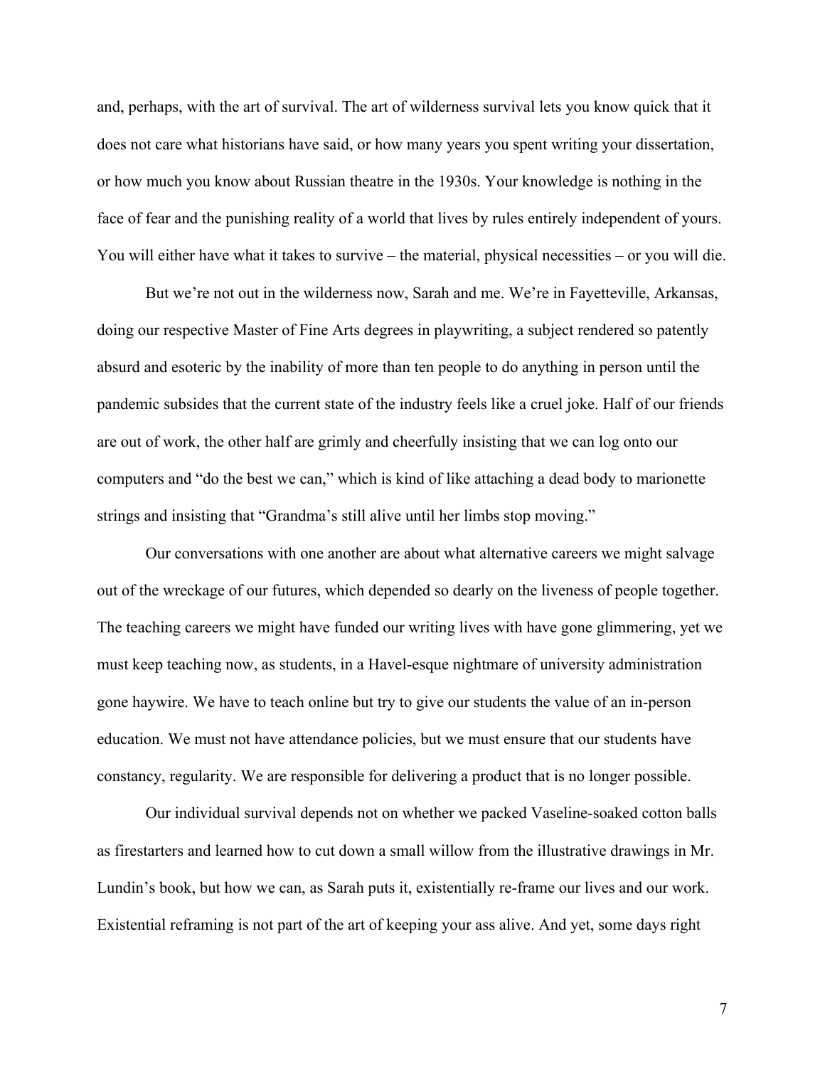and, perhaps, with the art of survival. The art of wilderness survival lets you know quick that it does not care what historians have said, or how many years you spent writing your dissertation, or how much you know about Russian theatre in the 1930s. Your knowledge is nothing in the face of fear and the punishing reality of a world that lives by rules entirely independent of yours. You will either have what it takes to survive – the material, physical necessities – or you will die.

But we're not out in the wilderness now, Sarah and me. We're in Fayetteville, Arkansas, doing our respective Master of Fine Arts degrees in playwriting, a subject rendered so patently absurd and esoteric by the inability of more than ten people to do anything in person until the pandemic subsides that the current state of the industry feels like a cruel joke. Half of our friends are out of work, the other half are grimly and cheerfully insisting that we can log onto our computers and "do the best we can," which is kind of like attaching a dead body to marionette strings and insisting that "Grandma's still alive until her limbs stop moving."

Our conversations with one another are about what alternative careers we might salvage out of the wreckage of our futures, which depended so dearly on the liveness of people together. The teaching careers we might have funded our writing lives with have gone glimmering, yet we must keep teaching now, as students, in a Havel-esque nightmare of university administration gone haywire. We have to teach online but try to give our students the value of an in-person education. We must not have attendance policies, but we must ensure that our students have constancy, regularity. We are responsible for delivering a product that is no longer possible.

Our individual survival depends not on whether we packed Vaseline-soaked cotton balls as firestarters and learned how to cut down a small willow from the illustrative drawings in Mr. Lundin's book, but how we can, as Sarah puts it, existentially re-frame our lives and our work. Existential reframing is not part of the art of keeping your ass alive. And yet, some days right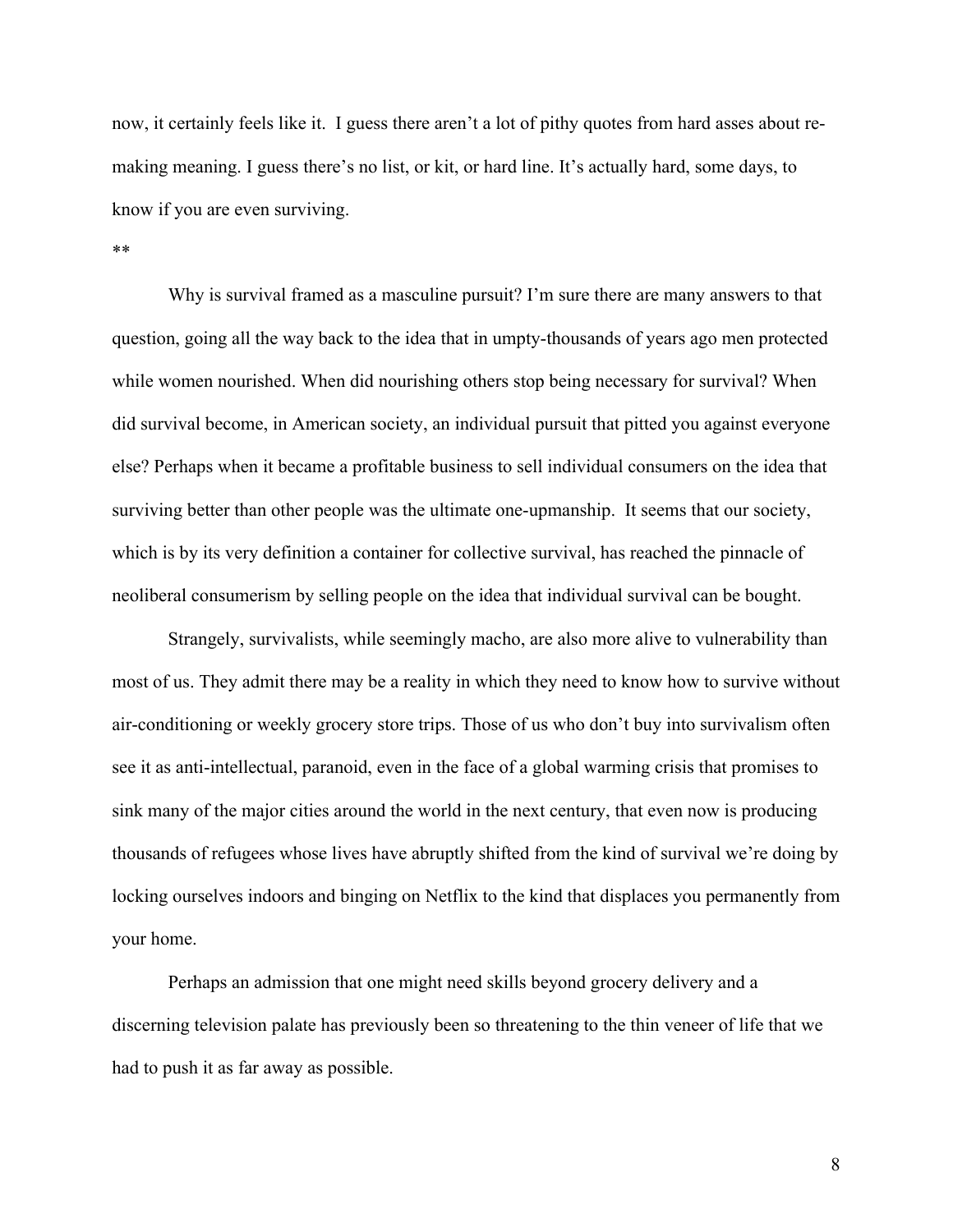now, it certainly feels like it. I guess there aren't a lot of pithy quotes from hard asses about re-making meaning. I guess there's no list, or kit, or hard line. It's actually hard, some days, to know if you are even surviving.

**

Why is survival framed as a masculine pursuit? I'm sure there are many answers to that question, going all the way back to the idea that in umpty-thousands of years ago men protected while women nourished. When did nourishing others stop being necessary for survival? When did survival become, in American society, an individual pursuit that pitted you against everyone else? Perhaps when it became a profitable business to sell individual consumers on the idea that surviving better than other people was the ultimate one-upmanship. It seems that our society, which is by its very definition a container for collective survival, has reached the pinnacle of neoliberal consumerism by selling people on the idea that individual survival can be bought.

Strangely, survivalists, while seemingly macho, are also more alive to vulnerability than most of us. They admit there may be a reality in which they need to know how to survive without air-conditioning or weekly grocery store trips. Those of us who don't buy into survivalism often see it as anti-intellectual, paranoid, even in the face of a global warming crisis that promises to sink many of the major cities around the world in the next century, that even now is producing thousands of refugees whose lives have abruptly shifted from the kind of survival we're doing by locking ourselves indoors and binging on Netflix to the kind that displaces you permanently from your home.

Perhaps an admission that one might need skills beyond grocery delivery and a discerning television palate has previously been so threatening to the thin veneer of life that we had to push it as far away as possible.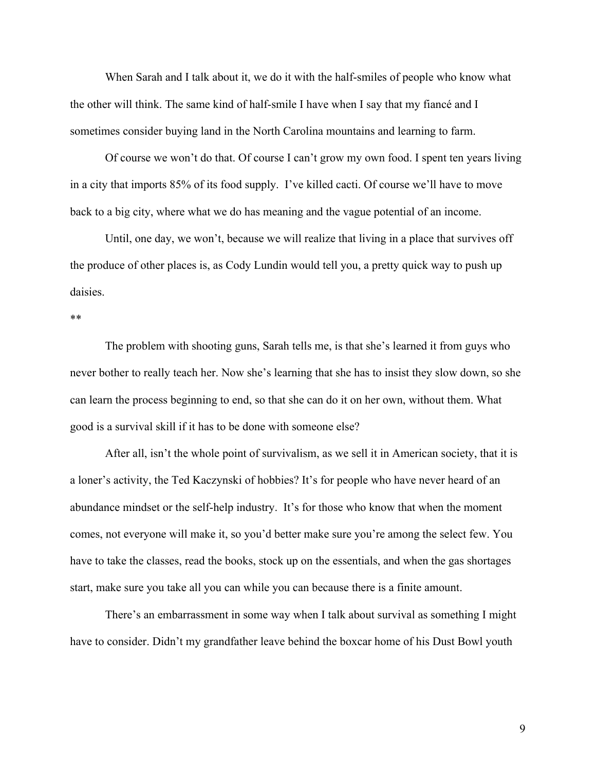When Sarah and I talk about it, we do it with the half-smiles of people who know what the other will think. The same kind of half-smile I have when I say that my fiancé and I sometimes consider buying land in the North Carolina mountains and learning to farm.

Of course we won't do that. Of course I can't grow my own food. I spent ten years living in a city that imports 85% of its food supply. I've killed cacti. Of course we'll have to move back to a big city, where what we do has meaning and the vague potential of an income.

Until, one day, we won't, because we will realize that living in a place that survives off the produce of other places is, as Cody Lundin would tell you, a pretty quick way to push up daisies.

**

The problem with shooting guns, Sarah tells me, is that she's learned it from guys who never bother to really teach her. Now she's learning that she has to insist they slow down, so she can learn the process beginning to end, so that she can do it on her own, without them. What good is a survival skill if it has to be done with someone else?

After all, isn't the whole point of survivalism, as we sell it in American society, that it is a loner's activity, the Ted Kaczynski of hobbies? It's for people who have never heard of an abundance mindset or the self-help industry. It's for those who know that when the moment comes, not everyone will make it, so you'd better make sure you're among the select few. You have to take the classes, read the books, stock up on the essentials, and when the gas shortages start, make sure you take all you can while you can because there is a finite amount.

There's an embarrassment in some way when I talk about survival as something I might have to consider. Didn't my grandfather leave behind the boxcar home of his Dust Bowl youth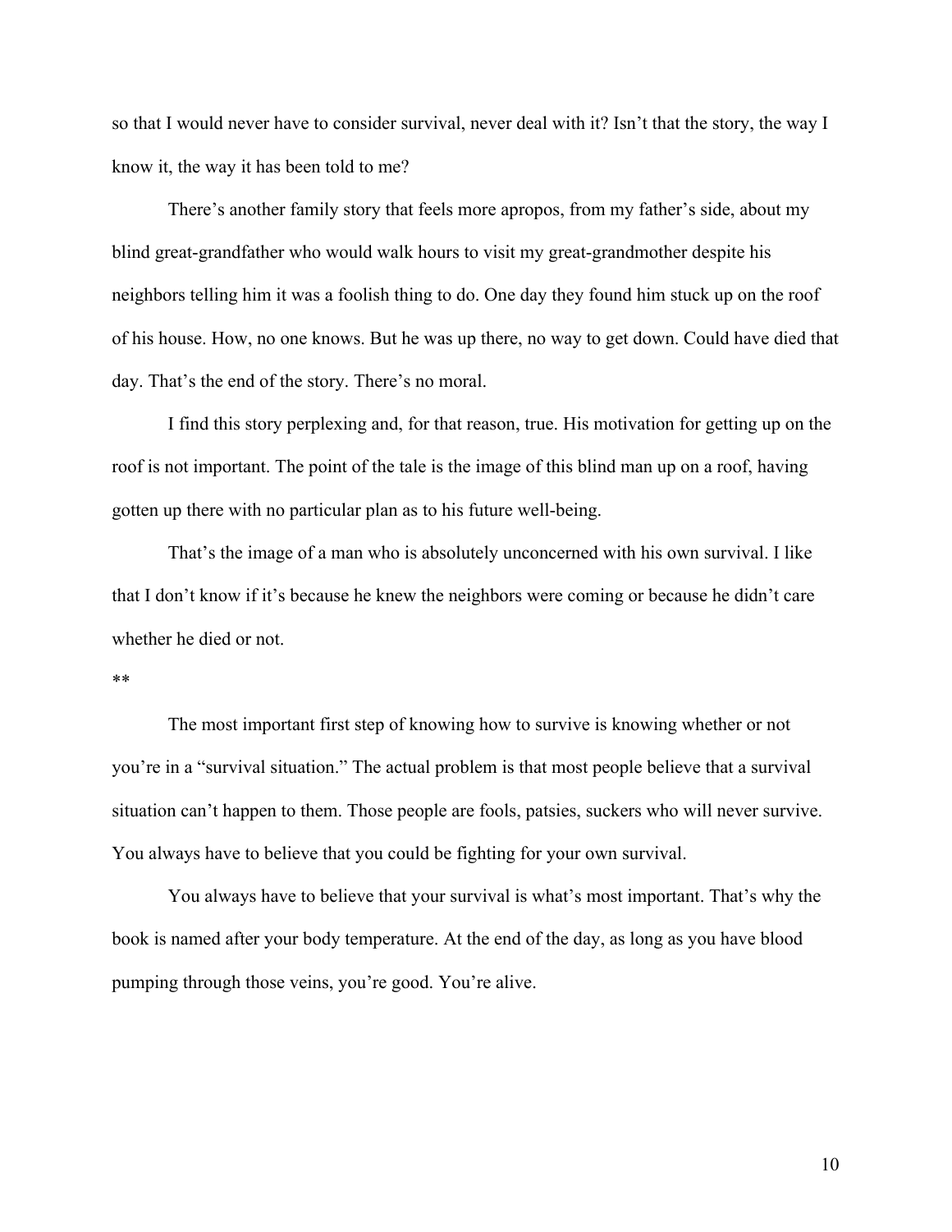so that I would never have to consider survival, never deal with it? Isn't that the story, the way I know it, the way it has been told to me?

There's another family story that feels more apropos, from my father's side, about my blind great-grandfather who would walk hours to visit my great-grandmother despite his neighbors telling him it was a foolish thing to do. One day they found him stuck up on the roof of his house. How, no one knows. But he was up there, no way to get down. Could have died that day. That's the end of the story. There's no moral.

I find this story perplexing and, for that reason, true. His motivation for getting up on the roof is not important. The point of the tale is the image of this blind man up on a roof, having gotten up there with no particular plan as to his future well-being.

That's the image of a man who is absolutely unconcerned with his own survival. I like that I don't know if it's because he knew the neighbors were coming or because he didn't care whether he died or not.

**

The most important first step of knowing how to survive is knowing whether or not you're in a "survival situation." The actual problem is that most people believe that a survival situation can't happen to them. Those people are fools, patsies, suckers who will never survive. You always have to believe that you could be fighting for your own survival.

You always have to believe that your survival is what's most important. That's why the book is named after your body temperature. At the end of the day, as long as you have blood pumping through those veins, you're good. You're alive.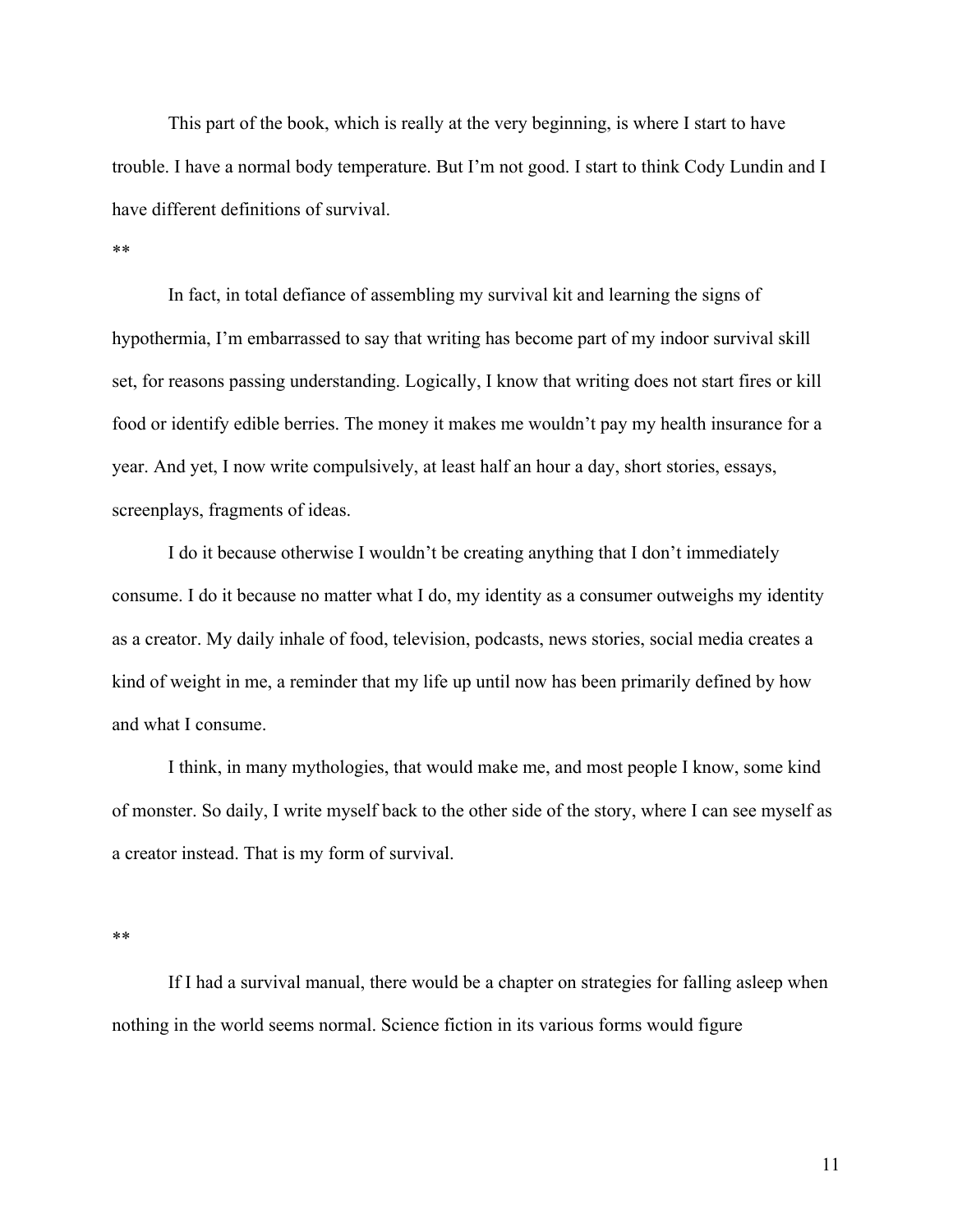This part of the book, which is really at the very beginning, is where I start to have trouble. I have a normal body temperature. But I'm not good. I start to think Cody Lundin and I have different definitions of survival.

**

In fact, in total defiance of assembling my survival kit and learning the signs of hypothermia, I'm embarrassed to say that writing has become part of my indoor survival skill set, for reasons passing understanding. Logically, I know that writing does not start fires or kill food or identify edible berries. The money it makes me wouldn't pay my health insurance for a year. And yet, I now write compulsively, at least half an hour a day, short stories, essays, screenplays, fragments of ideas.

I do it because otherwise I wouldn't be creating anything that I don't immediately consume. I do it because no matter what I do, my identity as a consumer outweighs my identity as a creator. My daily inhale of food, television, podcasts, news stories, social media creates a kind of weight in me, a reminder that my life up until now has been primarily defined by how and what I consume.

I think, in many mythologies, that would make me, and most people I know, some kind of monster. So daily, I write myself back to the other side of the story, where I can see myself as a creator instead. That is my form of survival.

**

If I had a survival manual, there would be a chapter on strategies for falling asleep when nothing in the world seems normal. Science fiction in its various forms would figure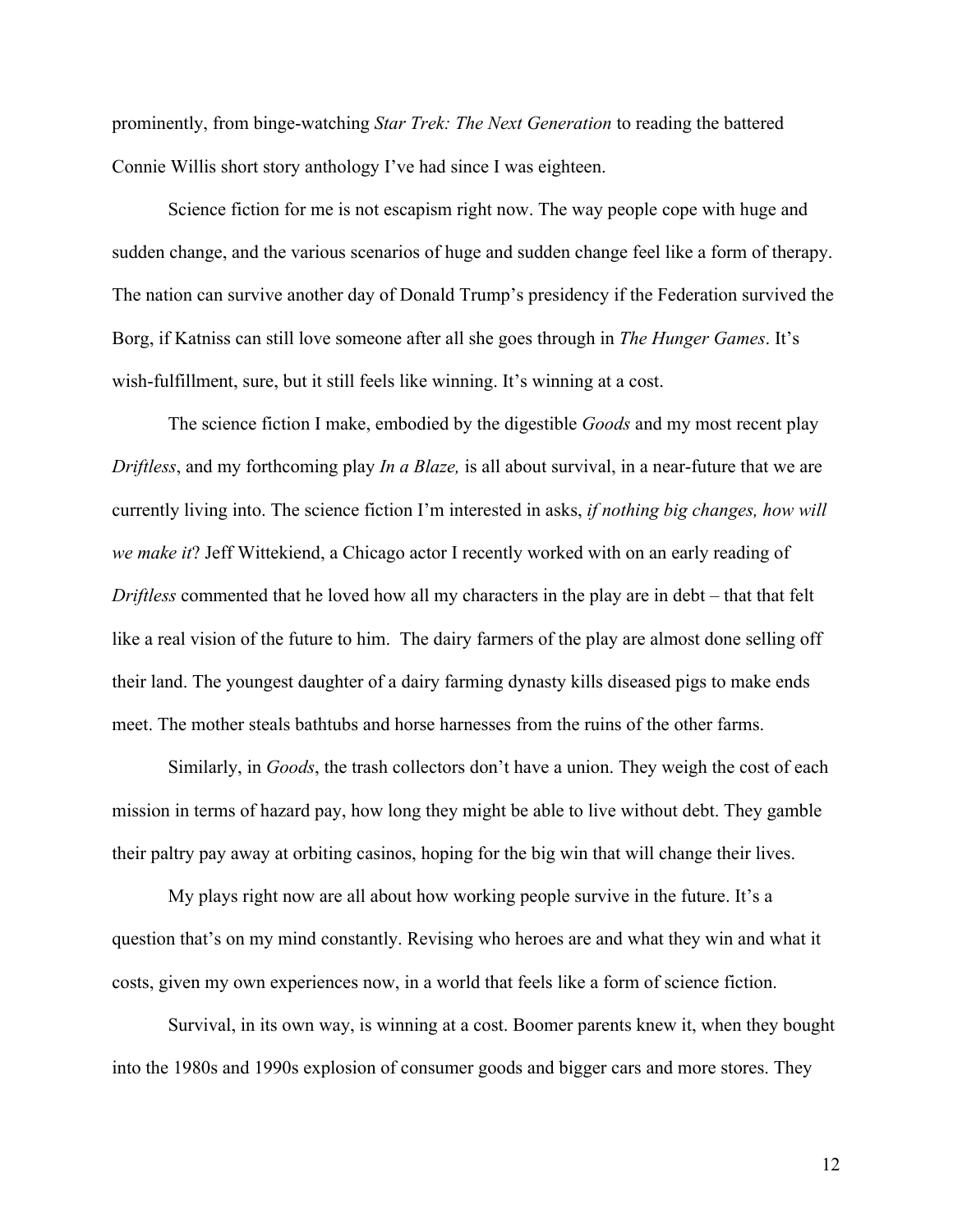prominently, from binge-watching *Star Trek: The Next Generation* to reading the battered Connie Willis short story anthology I've had since I was eighteen.

Science fiction for me is not escapism right now. The way people cope with huge and sudden change, and the various scenarios of huge and sudden change feel like a form of therapy. The nation can survive another day of Donald Trump's presidency if the Federation survived the Borg, if Katniss can still love someone after all she goes through in *The Hunger Games*. It's wish-fulfillment, sure, but it still feels like winning. It's winning at a cost.

The science fiction I make, embodied by the digestible *Goods* and my most recent play *Driftless*, and my forthcoming play *In a Blaze,* is all about survival, in a near-future that we are currently living into. The science fiction I'm interested in asks, *if nothing big changes, how will we make it*? Jeff Wittekiend, a Chicago actor I recently worked with on an early reading of *Driftless* commented that he loved how all my characters in the play are in debt – that that felt like a real vision of the future to him. The dairy farmers of the play are almost done selling off their land. The youngest daughter of a dairy farming dynasty kills diseased pigs to make ends meet. The mother steals bathtubs and horse harnesses from the ruins of the other farms.

Similarly, in *Goods*, the trash collectors don't have a union. They weigh the cost of each mission in terms of hazard pay, how long they might be able to live without debt. They gamble their paltry pay away at orbiting casinos, hoping for the big win that will change their lives.

My plays right now are all about how working people survive in the future. It's a question that's on my mind constantly. Revising who heroes are and what they win and what it costs, given my own experiences now, in a world that feels like a form of science fiction.

Survival, in its own way, is winning at a cost. Boomer parents knew it, when they bought into the 1980s and 1990s explosion of consumer goods and bigger cars and more stores. They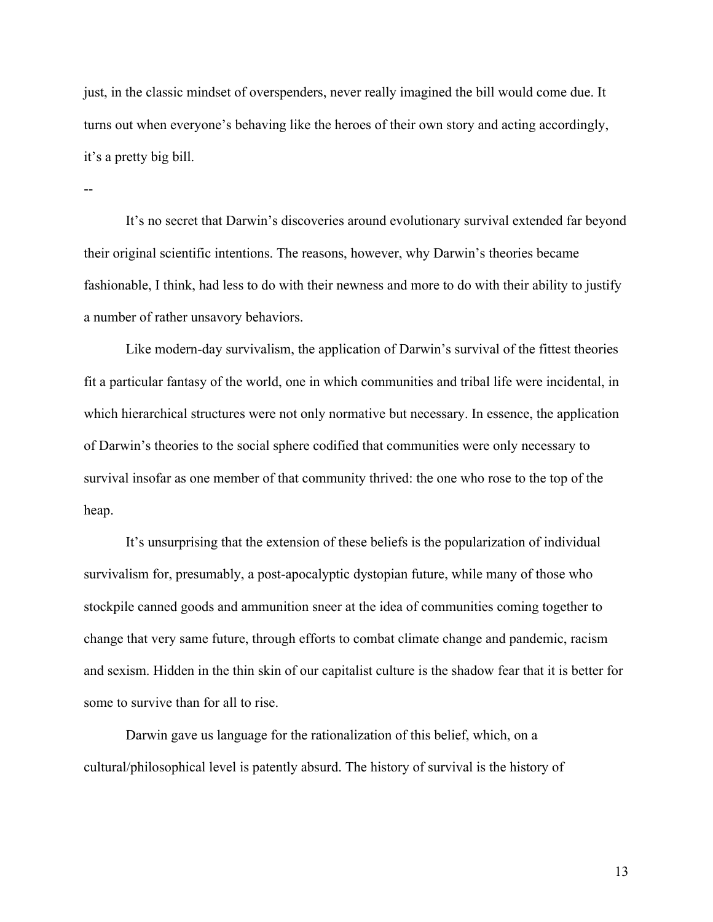just, in the classic mindset of overspenders, never really imagined the bill would come due. It turns out when everyone's behaving like the heroes of their own story and acting accordingly, it's a pretty big bill.

--

It's no secret that Darwin's discoveries around evolutionary survival extended far beyond their original scientific intentions. The reasons, however, why Darwin's theories became fashionable, I think, had less to do with their newness and more to do with their ability to justify a number of rather unsavory behaviors.

Like modern-day survivalism, the application of Darwin's survival of the fittest theories fit a particular fantasy of the world, one in which communities and tribal life were incidental, in which hierarchical structures were not only normative but necessary. In essence, the application of Darwin's theories to the social sphere codified that communities were only necessary to survival insofar as one member of that community thrived: the one who rose to the top of the heap.

It's unsurprising that the extension of these beliefs is the popularization of individual survivalism for, presumably, a post-apocalyptic dystopian future, while many of those who stockpile canned goods and ammunition sneer at the idea of communities coming together to change that very same future, through efforts to combat climate change and pandemic, racism and sexism. Hidden in the thin skin of our capitalist culture is the shadow fear that it is better for some to survive than for all to rise.

Darwin gave us language for the rationalization of this belief, which, on a cultural/philosophical level is patently absurd. The history of survival is the history of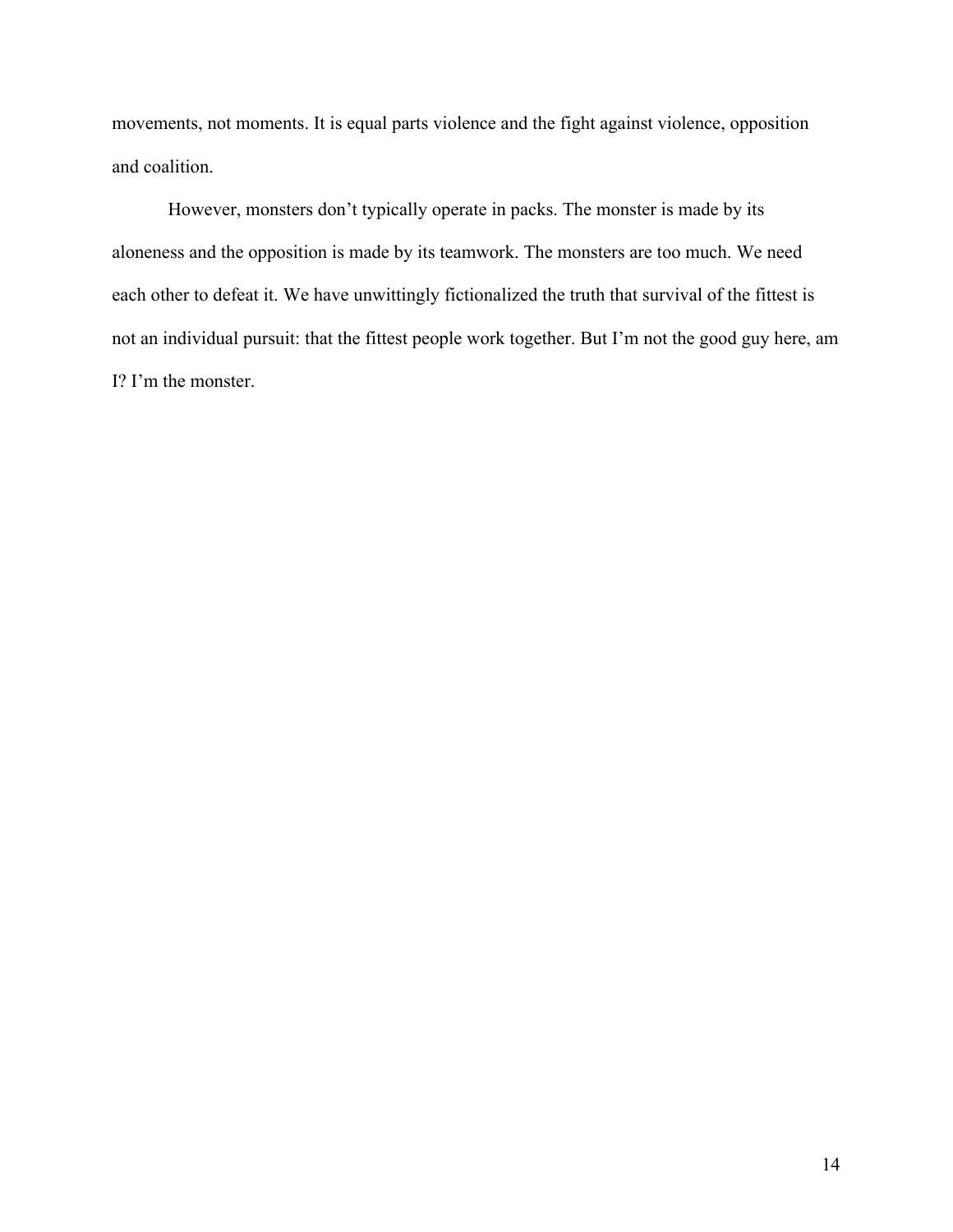movements, not moments. It is equal parts violence and the fight against violence, opposition and coalition.

However, monsters don't typically operate in packs. The monster is made by its aloneness and the opposition is made by its teamwork. The monsters are too much. We need each other to defeat it. We have unwittingly fictionalized the truth that survival of the fittest is not an individual pursuit: that the fittest people work together. But I'm not the good guy here, am I? I'm the monster.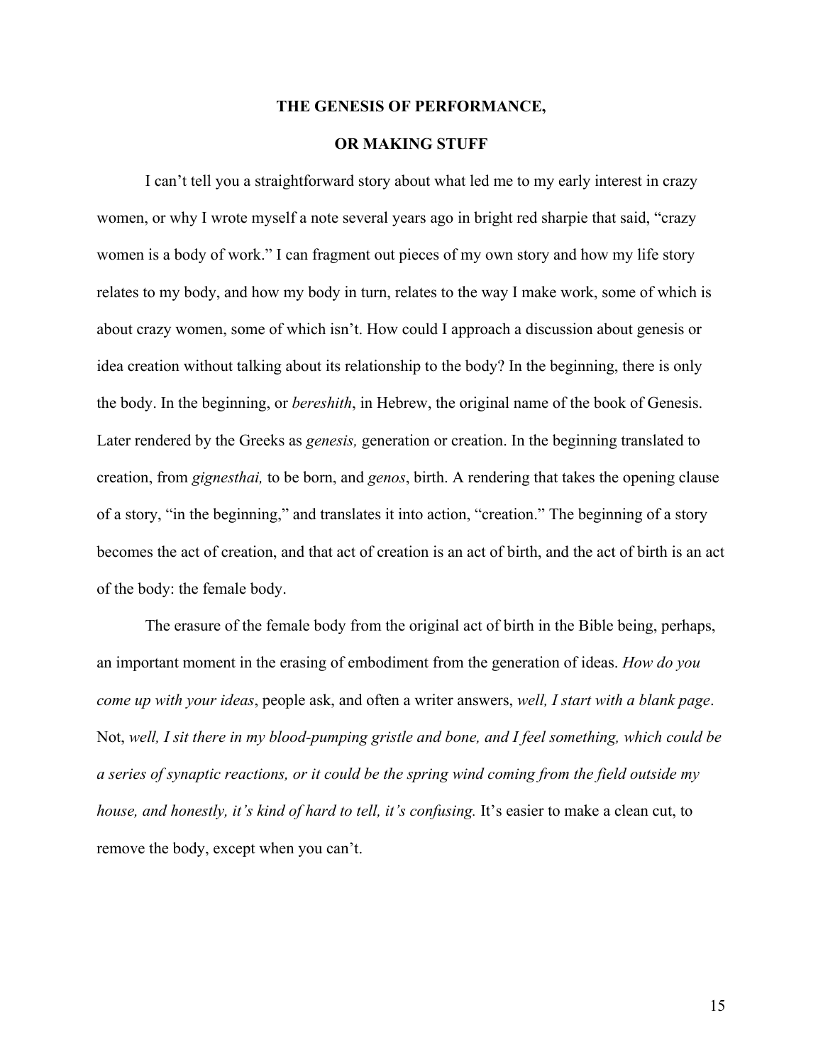# THE GENESIS OF PERFORMANCE,

# OR MAKING STUFF

I can't tell you a straightforward story about what led me to my early interest in crazy women, or why I wrote myself a note several years ago in bright red sharpie that said, "crazy women is a body of work." I can fragment out pieces of my own story and how my life story relates to my body, and how my body in turn, relates to the way I make work, some of which is about crazy women, some of which isn't. How could I approach a discussion about genesis or idea creation without talking about its relationship to the body? In the beginning, there is only the body. In the beginning, or *bereshith*, in Hebrew, the original name of the book of Genesis. Later rendered by the Greeks as *genesis,* generation or creation. In the beginning translated to creation, from *gignesthai,* to be born, and *genos*, birth. A rendering that takes the opening clause of a story, "in the beginning," and translates it into action, "creation." The beginning of a story becomes the act of creation, and that act of creation is an act of birth, and the act of birth is an act of the body: the female body.

The erasure of the female body from the original act of birth in the Bible being, perhaps, an important moment in the erasing of embodiment from the generation of ideas. *How do you come up with your ideas*, people ask, and often a writer answers, *well, I start with a blank page*. Not, *well, I sit there in my blood-pumping gristle and bone, and I feel something, which could be a series of synaptic reactions, or it could be the spring wind coming from the field outside my house, and honestly, it's kind of hard to tell, it's confusing.* It's easier to make a clean cut, to remove the body, except when you can't.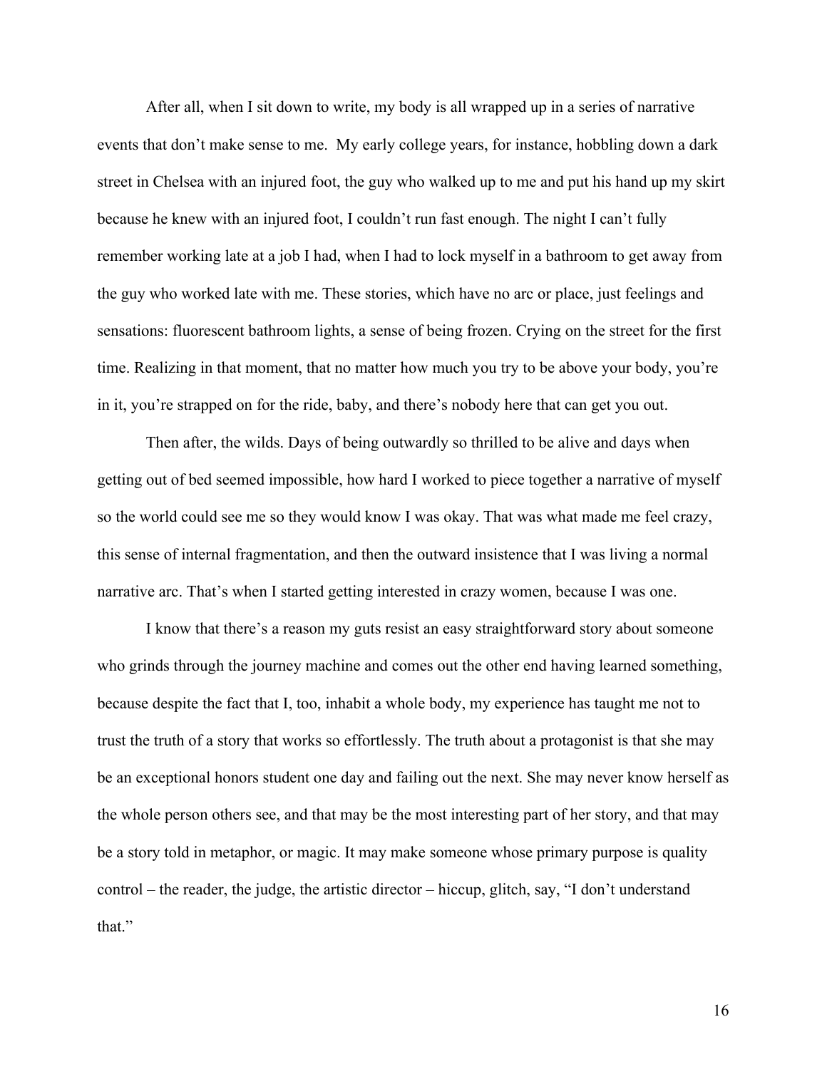After all, when I sit down to write, my body is all wrapped up in a series of narrative events that don't make sense to me.  My early college years, for instance, hobbling down a dark street in Chelsea with an injured foot, the guy who walked up to me and put his hand up my skirt because he knew with an injured foot, I couldn't run fast enough. The night I can't fully remember working late at a job I had, when I had to lock myself in a bathroom to get away from the guy who worked late with me. These stories, which have no arc or place, just feelings and sensations: fluorescent bathroom lights, a sense of being frozen. Crying on the street for the first time. Realizing in that moment, that no matter how much you try to be above your body, you're in it, you're strapped on for the ride, baby, and there's nobody here that can get you out.

Then after, the wilds. Days of being outwardly so thrilled to be alive and days when getting out of bed seemed impossible, how hard I worked to piece together a narrative of myself so the world could see me so they would know I was okay. That was what made me feel crazy, this sense of internal fragmentation, and then the outward insistence that I was living a normal narrative arc. That's when I started getting interested in crazy women, because I was one.

I know that there's a reason my guts resist an easy straightforward story about someone who grinds through the journey machine and comes out the other end having learned something, because despite the fact that I, too, inhabit a whole body, my experience has taught me not to trust the truth of a story that works so effortlessly. The truth about a protagonist is that she may be an exceptional honors student one day and failing out the next. She may never know herself as the whole person others see, and that may be the most interesting part of her story, and that may be a story told in metaphor, or magic. It may make someone whose primary purpose is quality control – the reader, the judge, the artistic director – hiccup, glitch, say, "I don't understand that."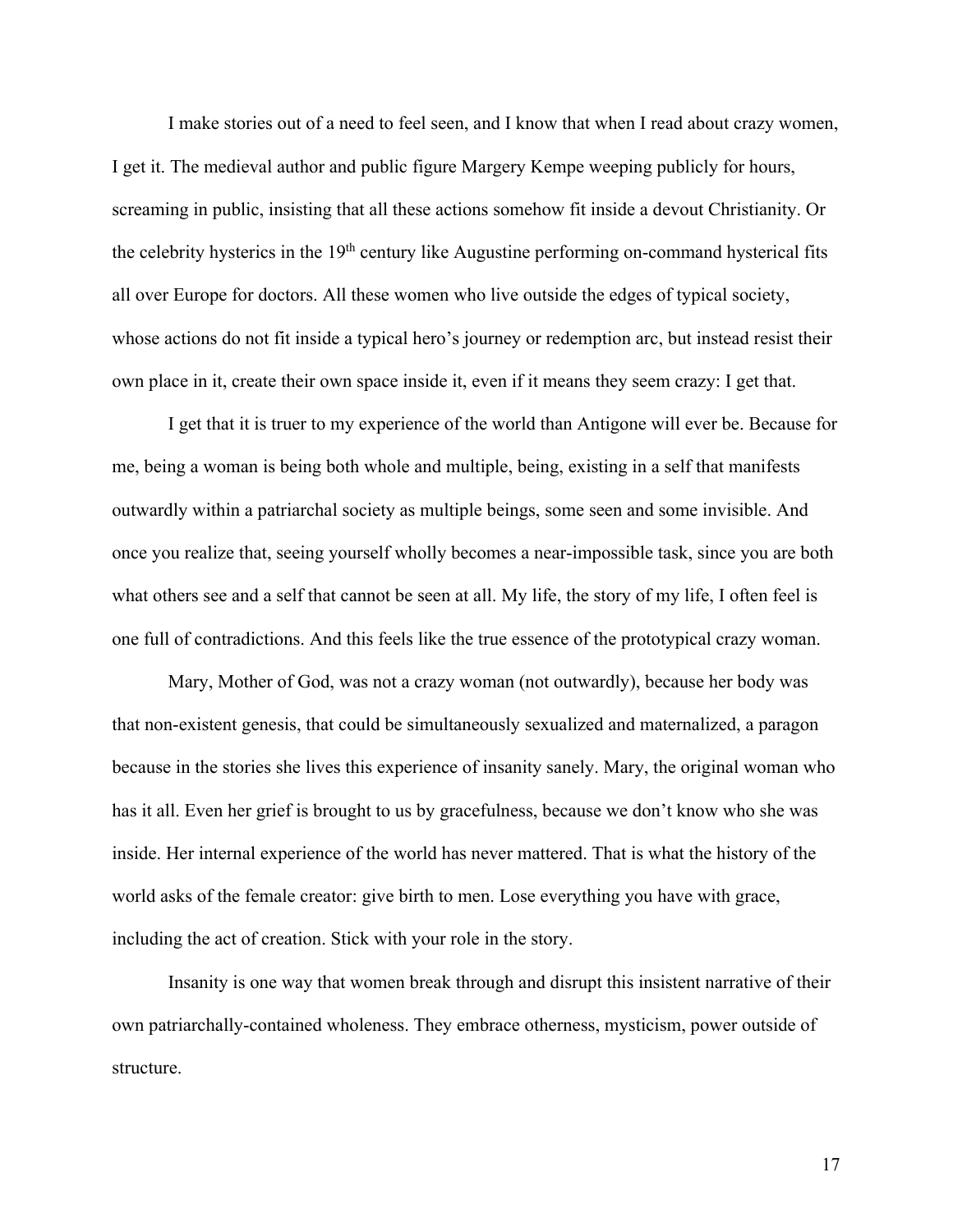I make stories out of a need to feel seen, and I know that when I read about crazy women, I get it. The medieval author and public figure Margery Kempe weeping publicly for hours, screaming in public, insisting that all these actions somehow fit inside a devout Christianity. Or the celebrity hysterics in the 19th century like Augustine performing on-command hysterical fits all over Europe for doctors. All these women who live outside the edges of typical society, whose actions do not fit inside a typical hero's journey or redemption arc, but instead resist their own place in it, create their own space inside it, even if it means they seem crazy: I get that.

I get that it is truer to my experience of the world than Antigone will ever be. Because for me, being a woman is being both whole and multiple, being, existing in a self that manifests outwardly within a patriarchal society as multiple beings, some seen and some invisible. And once you realize that, seeing yourself wholly becomes a near-impossible task, since you are both what others see and a self that cannot be seen at all. My life, the story of my life, I often feel is one full of contradictions. And this feels like the true essence of the prototypical crazy woman.

Mary, Mother of God, was not a crazy woman (not outwardly), because her body was that non-existent genesis, that could be simultaneously sexualized and maternalized, a paragon because in the stories she lives this experience of insanity sanely. Mary, the original woman who has it all. Even her grief is brought to us by gracefulness, because we don't know who she was inside. Her internal experience of the world has never mattered. That is what the history of the world asks of the female creator: give birth to men. Lose everything you have with grace, including the act of creation. Stick with your role in the story.

Insanity is one way that women break through and disrupt this insistent narrative of their own patriarchally-contained wholeness. They embrace otherness, mysticism, power outside of structure.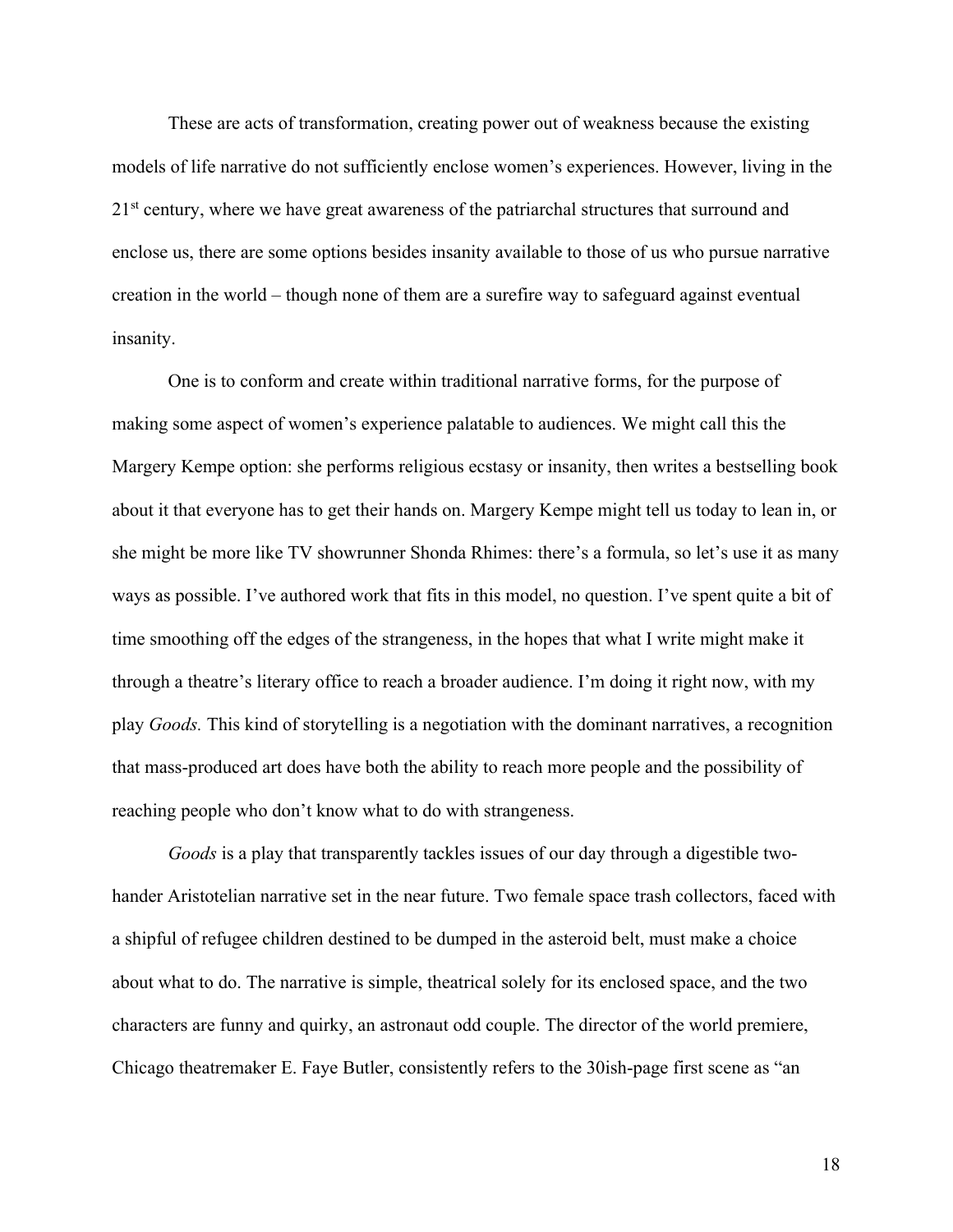These are acts of transformation, creating power out of weakness because the existing models of life narrative do not sufficiently enclose women's experiences. However, living in the 21st century, where we have great awareness of the patriarchal structures that surround and enclose us, there are some options besides insanity available to those of us who pursue narrative creation in the world – though none of them are a surefire way to safeguard against eventual insanity.

One is to conform and create within traditional narrative forms, for the purpose of making some aspect of women's experience palatable to audiences. We might call this the Margery Kempe option: she performs religious ecstasy or insanity, then writes a bestselling book about it that everyone has to get their hands on. Margery Kempe might tell us today to lean in, or she might be more like TV showrunner Shonda Rhimes: there's a formula, so let's use it as many ways as possible. I've authored work that fits in this model, no question. I've spent quite a bit of time smoothing off the edges of the strangeness, in the hopes that what I write might make it through a theatre's literary office to reach a broader audience. I'm doing it right now, with my play *Goods.* This kind of storytelling is a negotiation with the dominant narratives, a recognition that mass-produced art does have both the ability to reach more people and the possibility of reaching people who don't know what to do with strangeness.

*Goods* is a play that transparently tackles issues of our day through a digestible two-hander Aristotelian narrative set in the near future. Two female space trash collectors, faced with a shipful of refugee children destined to be dumped in the asteroid belt, must make a choice about what to do. The narrative is simple, theatrical solely for its enclosed space, and the two characters are funny and quirky, an astronaut odd couple. The director of the world premiere, Chicago theatremaker E. Faye Butler, consistently refers to the 30ish-page first scene as "an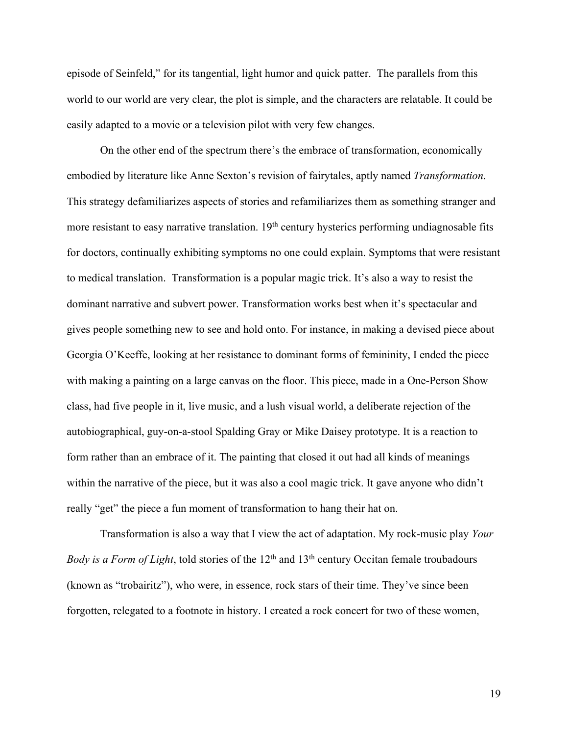episode of Seinfeld," for its tangential, light humor and quick patter. The parallels from this world to our world are very clear, the plot is simple, and the characters are relatable. It could be easily adapted to a movie or a television pilot with very few changes.

On the other end of the spectrum there's the embrace of transformation, economically embodied by literature like Anne Sexton's revision of fairytales, aptly named *Transformation*. This strategy defamiliarizes aspects of stories and refamiliarizes them as something stranger and more resistant to easy narrative translation. 19th century hysterics performing undiagnosable fits for doctors, continually exhibiting symptoms no one could explain. Symptoms that were resistant to medical translation. Transformation is a popular magic trick. It's also a way to resist the dominant narrative and subvert power. Transformation works best when it's spectacular and gives people something new to see and hold onto. For instance, in making a devised piece about Georgia O'Keeffe, looking at her resistance to dominant forms of femininity, I ended the piece with making a painting on a large canvas on the floor. This piece, made in a One-Person Show class, had five people in it, live music, and a lush visual world, a deliberate rejection of the autobiographical, guy-on-a-stool Spalding Gray or Mike Daisey prototype. It is a reaction to form rather than an embrace of it. The painting that closed it out had all kinds of meanings within the narrative of the piece, but it was also a cool magic trick. It gave anyone who didn't really "get" the piece a fun moment of transformation to hang their hat on.

Transformation is also a way that I view the act of adaptation. My rock-music play *Your Body is a Form of Light*, told stories of the 12th and 13th century Occitan female troubadours (known as "trobairitz"), who were, in essence, rock stars of their time. They've since been forgotten, relegated to a footnote in history. I created a rock concert for two of these women,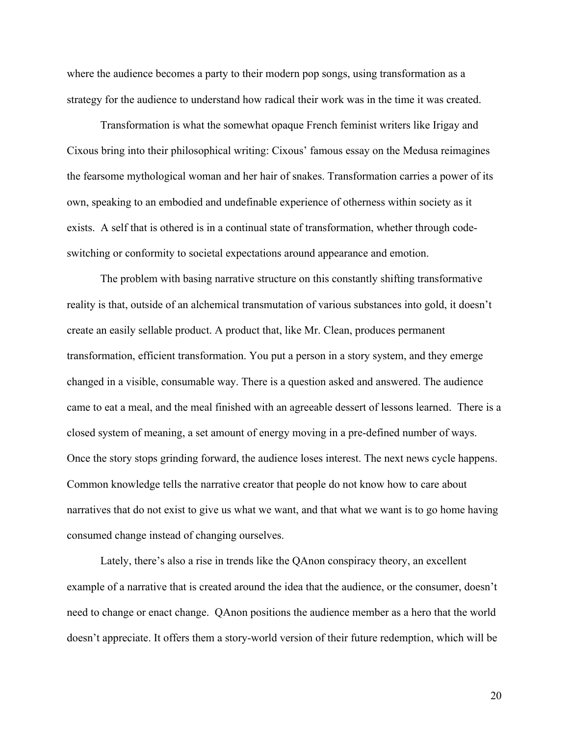where the audience becomes a party to their modern pop songs, using transformation as a strategy for the audience to understand how radical their work was in the time it was created.

Transformation is what the somewhat opaque French feminist writers like Irigay and Cixous bring into their philosophical writing: Cixous' famous essay on the Medusa reimagines the fearsome mythological woman and her hair of snakes. Transformation carries a power of its own, speaking to an embodied and undefinable experience of otherness within society as it exists. A self that is othered is in a continual state of transformation, whether through code-switching or conformity to societal expectations around appearance and emotion.

The problem with basing narrative structure on this constantly shifting transformative reality is that, outside of an alchemical transmutation of various substances into gold, it doesn't create an easily sellable product. A product that, like Mr. Clean, produces permanent transformation, efficient transformation. You put a person in a story system, and they emerge changed in a visible, consumable way. There is a question asked and answered. The audience came to eat a meal, and the meal finished with an agreeable dessert of lessons learned. There is a closed system of meaning, a set amount of energy moving in a pre-defined number of ways. Once the story stops grinding forward, the audience loses interest. The next news cycle happens. Common knowledge tells the narrative creator that people do not know how to care about narratives that do not exist to give us what we want, and that what we want is to go home having consumed change instead of changing ourselves.

Lately, there's also a rise in trends like the QAnon conspiracy theory, an excellent example of a narrative that is created around the idea that the audience, or the consumer, doesn't need to change or enact change. QAnon positions the audience member as a hero that the world doesn't appreciate. It offers them a story-world version of their future redemption, which will be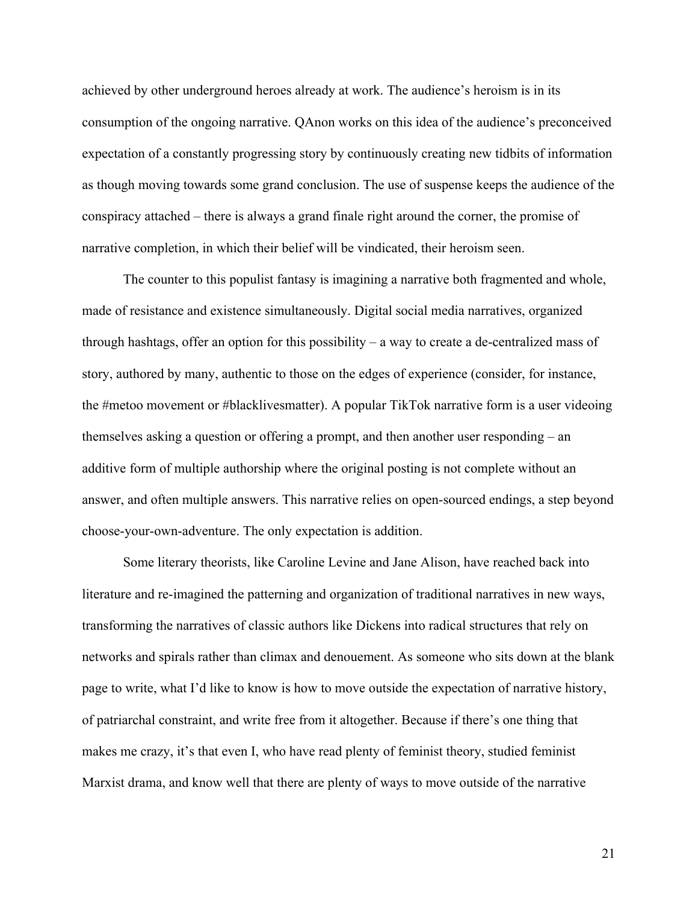achieved by other underground heroes already at work. The audience's heroism is in its consumption of the ongoing narrative. QAnon works on this idea of the audience's preconceived expectation of a constantly progressing story by continuously creating new tidbits of information as though moving towards some grand conclusion. The use of suspense keeps the audience of the conspiracy attached – there is always a grand finale right around the corner, the promise of narrative completion, in which their belief will be vindicated, their heroism seen.

The counter to this populist fantasy is imagining a narrative both fragmented and whole, made of resistance and existence simultaneously. Digital social media narratives, organized through hashtags, offer an option for this possibility – a way to create a de-centralized mass of story, authored by many, authentic to those on the edges of experience (consider, for instance, the #metoo movement or #blacklivesmatter). A popular TikTok narrative form is a user videoing themselves asking a question or offering a prompt, and then another user responding – an additive form of multiple authorship where the original posting is not complete without an answer, and often multiple answers. This narrative relies on open-sourced endings, a step beyond choose-your-own-adventure. The only expectation is addition.

Some literary theorists, like Caroline Levine and Jane Alison, have reached back into literature and re-imagined the patterning and organization of traditional narratives in new ways, transforming the narratives of classic authors like Dickens into radical structures that rely on networks and spirals rather than climax and denouement. As someone who sits down at the blank page to write, what I'd like to know is how to move outside the expectation of narrative history, of patriarchal constraint, and write free from it altogether. Because if there's one thing that makes me crazy, it's that even I, who have read plenty of feminist theory, studied feminist Marxist drama, and know well that there are plenty of ways to move outside of the narrative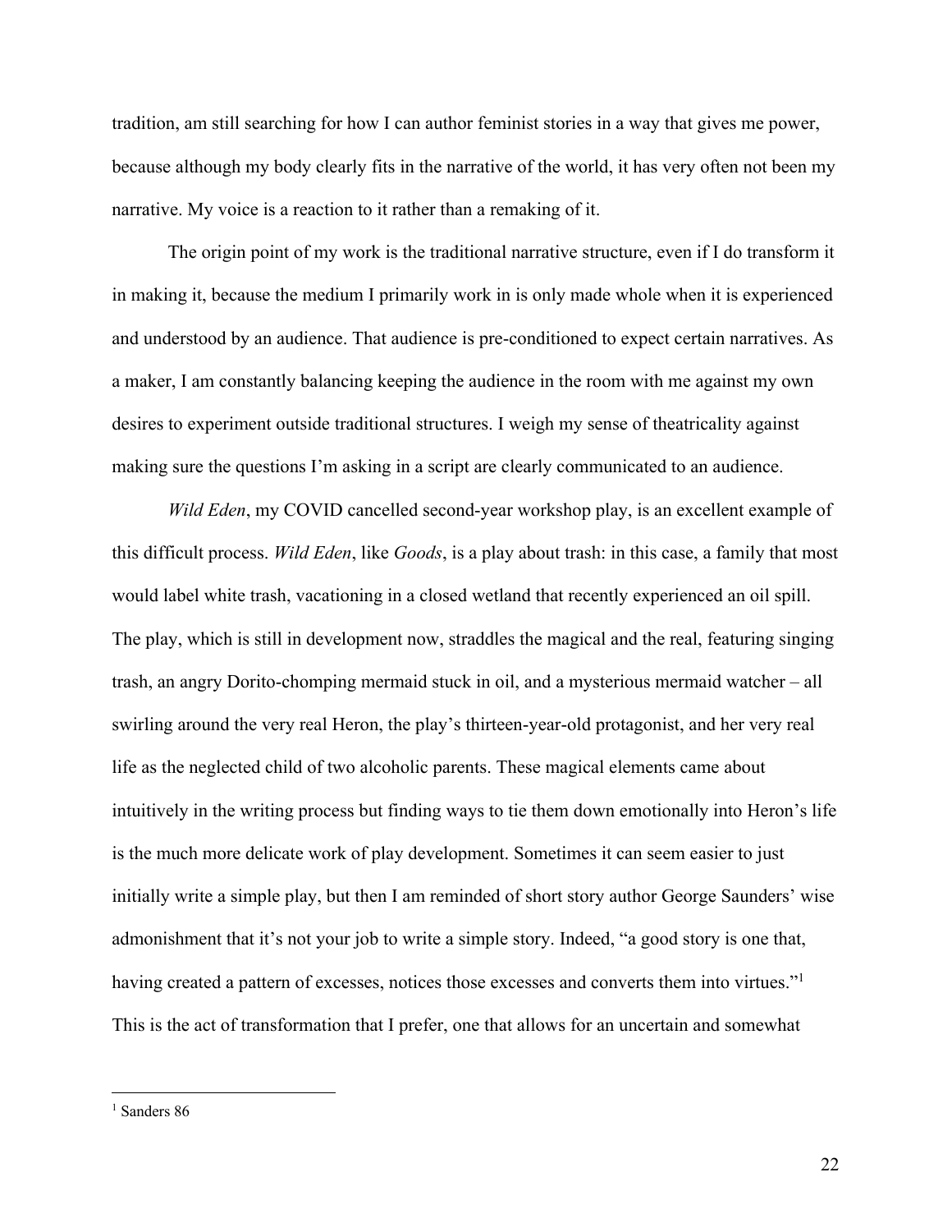tradition, am still searching for how I can author feminist stories in a way that gives me power, because although my body clearly fits in the narrative of the world, it has very often not been my narrative. My voice is a reaction to it rather than a remaking of it.

The origin point of my work is the traditional narrative structure, even if I do transform it in making it, because the medium I primarily work in is only made whole when it is experienced and understood by an audience. That audience is pre-conditioned to expect certain narratives. As a maker, I am constantly balancing keeping the audience in the room with me against my own desires to experiment outside traditional structures. I weigh my sense of theatricality against making sure the questions I'm asking in a script are clearly communicated to an audience.

*Wild Eden*, my COVID cancelled second-year workshop play, is an excellent example of this difficult process. *Wild Eden*, like *Goods*, is a play about trash: in this case, a family that most would label white trash, vacationing in a closed wetland that recently experienced an oil spill. The play, which is still in development now, straddles the magical and the real, featuring singing trash, an angry Dorito-chomping mermaid stuck in oil, and a mysterious mermaid watcher – all swirling around the very real Heron, the play's thirteen-year-old protagonist, and her very real life as the neglected child of two alcoholic parents. These magical elements came about intuitively in the writing process but finding ways to tie them down emotionally into Heron's life is the much more delicate work of play development. Sometimes it can seem easier to just initially write a simple play, but then I am reminded of short story author George Saunders' wise admonishment that it's not your job to write a simple story. Indeed, "a good story is one that, having created a pattern of excesses, notices those excesses and converts them into virtues."[1] This is the act of transformation that I prefer, one that allows for an uncertain and somewhat

---

[1] Sanders 86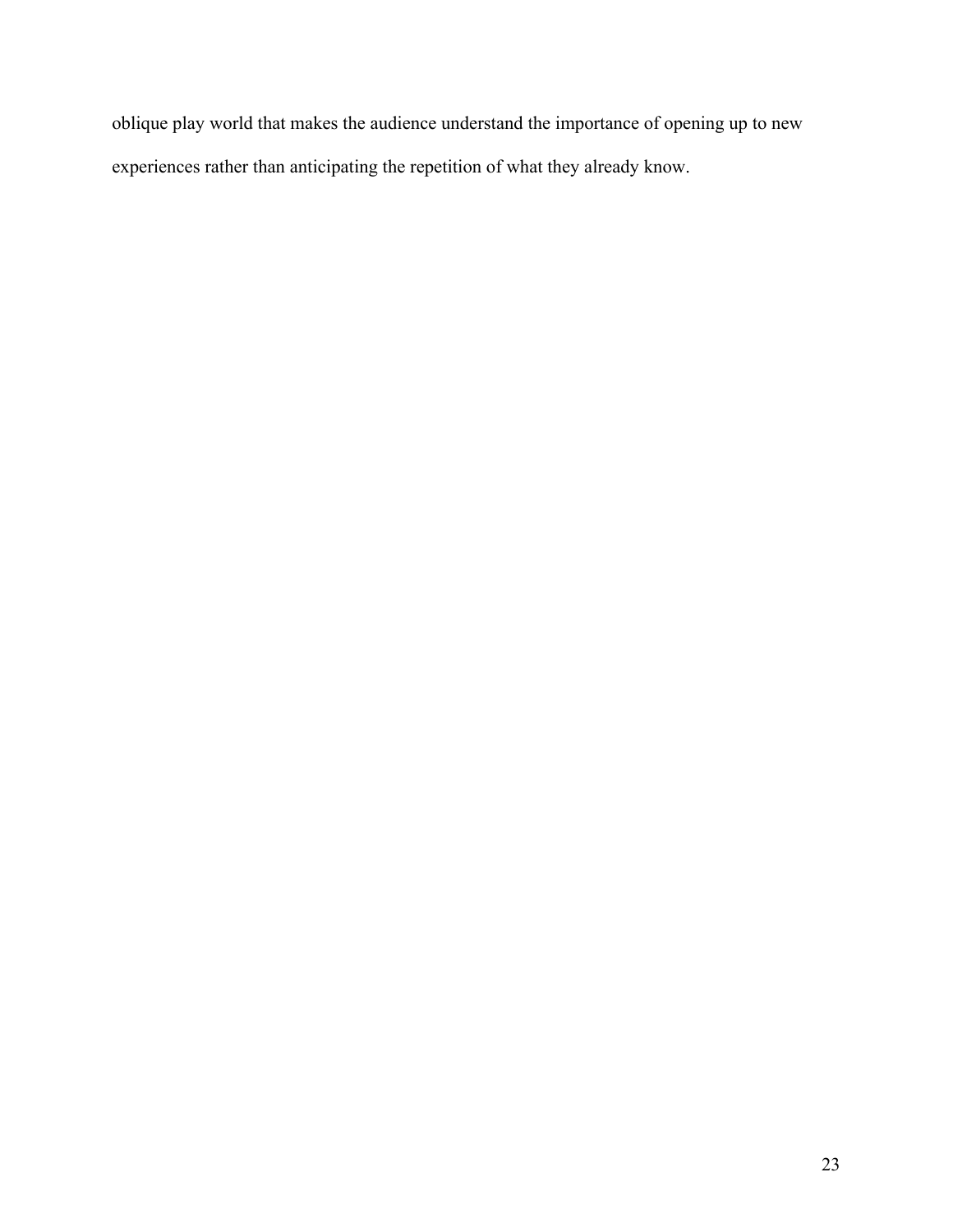oblique play world that makes the audience understand the importance of opening up to new experiences rather than anticipating the repetition of what they already know.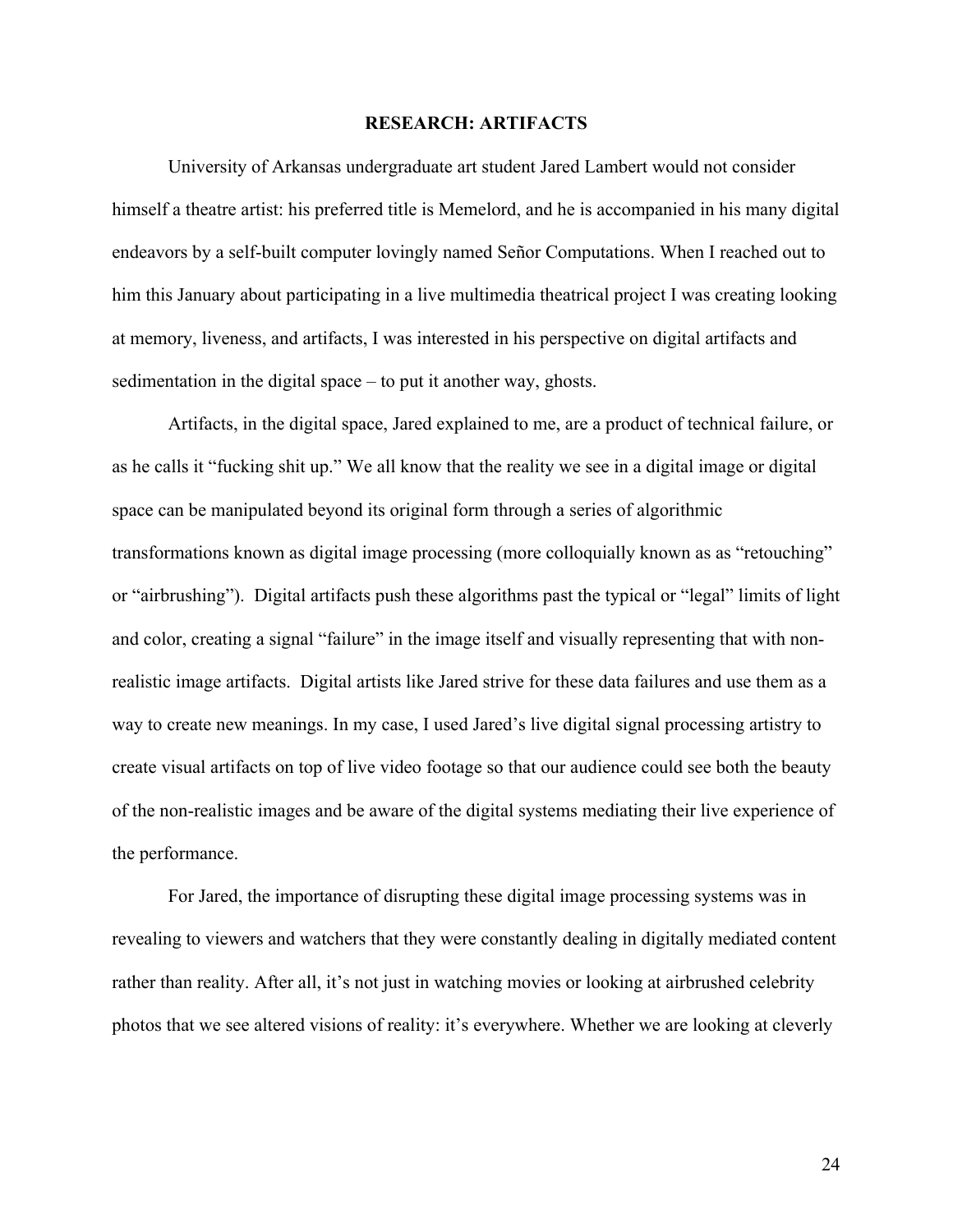## RESEARCH: ARTIFACTS

University of Arkansas undergraduate art student Jared Lambert would not consider himself a theatre artist: his preferred title is Memelord, and he is accompanied in his many digital endeavors by a self-built computer lovingly named Señor Computations. When I reached out to him this January about participating in a live multimedia theatrical project I was creating looking at memory, liveness, and artifacts, I was interested in his perspective on digital artifacts and sedimentation in the digital space – to put it another way, ghosts.

Artifacts, in the digital space, Jared explained to me, are a product of technical failure, or as he calls it "fucking shit up." We all know that the reality we see in a digital image or digital space can be manipulated beyond its original form through a series of algorithmic transformations known as digital image processing (more colloquially known as as "retouching" or "airbrushing"). Digital artifacts push these algorithms past the typical or "legal" limits of light and color, creating a signal "failure" in the image itself and visually representing that with non-realistic image artifacts. Digital artists like Jared strive for these data failures and use them as a way to create new meanings. In my case, I used Jared's live digital signal processing artistry to create visual artifacts on top of live video footage so that our audience could see both the beauty of the non-realistic images and be aware of the digital systems mediating their live experience of the performance.

For Jared, the importance of disrupting these digital image processing systems was in revealing to viewers and watchers that they were constantly dealing in digitally mediated content rather than reality. After all, it's not just in watching movies or looking at airbrushed celebrity photos that we see altered visions of reality: it's everywhere. Whether we are looking at cleverly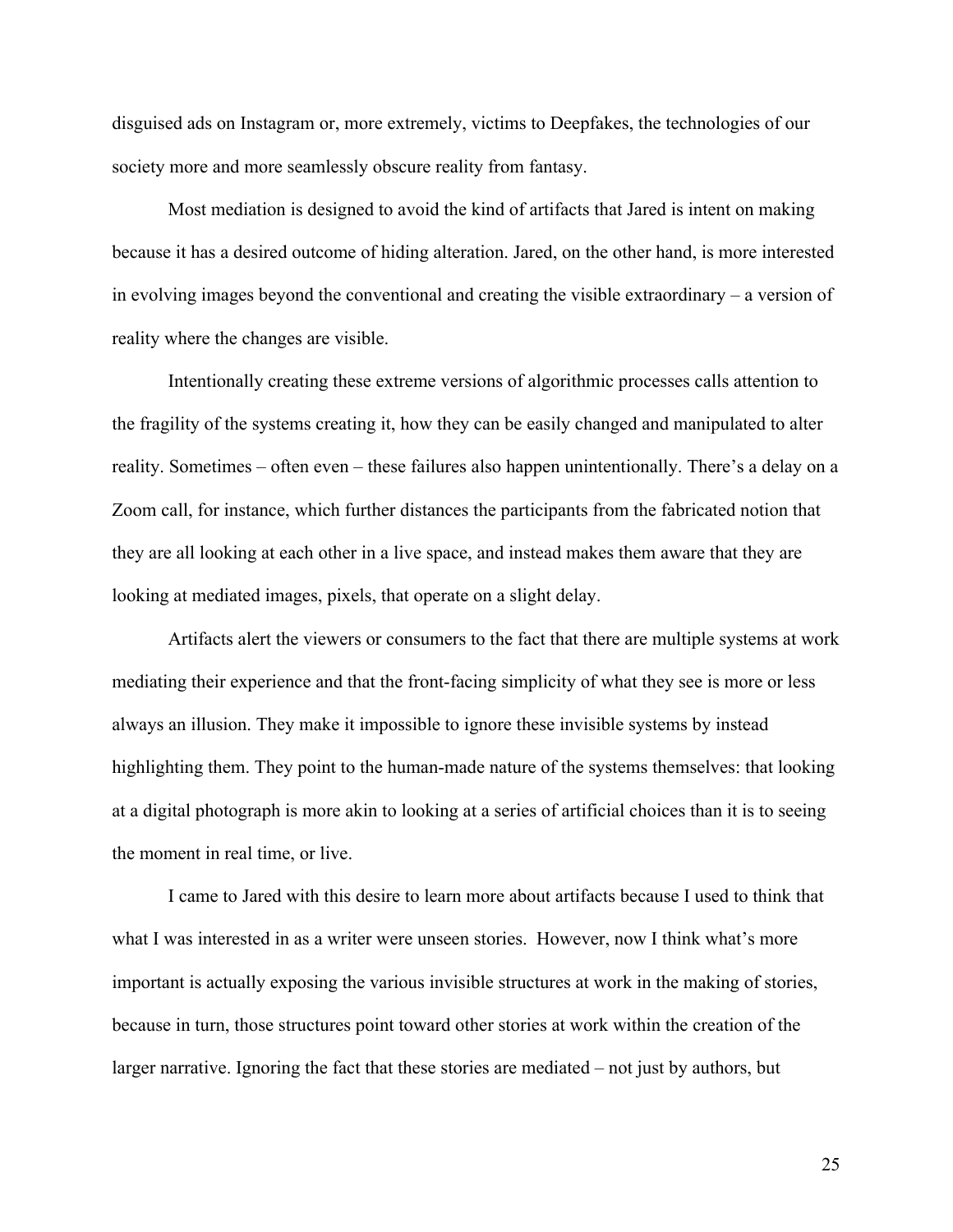disguised ads on Instagram or, more extremely, victims to Deepfakes, the technologies of our society more and more seamlessly obscure reality from fantasy.

Most mediation is designed to avoid the kind of artifacts that Jared is intent on making because it has a desired outcome of hiding alteration. Jared, on the other hand, is more interested in evolving images beyond the conventional and creating the visible extraordinary – a version of reality where the changes are visible.

Intentionally creating these extreme versions of algorithmic processes calls attention to the fragility of the systems creating it, how they can be easily changed and manipulated to alter reality. Sometimes – often even – these failures also happen unintentionally. There's a delay on a Zoom call, for instance, which further distances the participants from the fabricated notion that they are all looking at each other in a live space, and instead makes them aware that they are looking at mediated images, pixels, that operate on a slight delay.

Artifacts alert the viewers or consumers to the fact that there are multiple systems at work mediating their experience and that the front-facing simplicity of what they see is more or less always an illusion. They make it impossible to ignore these invisible systems by instead highlighting them. They point to the human-made nature of the systems themselves: that looking at a digital photograph is more akin to looking at a series of artificial choices than it is to seeing the moment in real time, or live.

I came to Jared with this desire to learn more about artifacts because I used to think that what I was interested in as a writer were unseen stories. However, now I think what's more important is actually exposing the various invisible structures at work in the making of stories, because in turn, those structures point toward other stories at work within the creation of the larger narrative. Ignoring the fact that these stories are mediated – not just by authors, but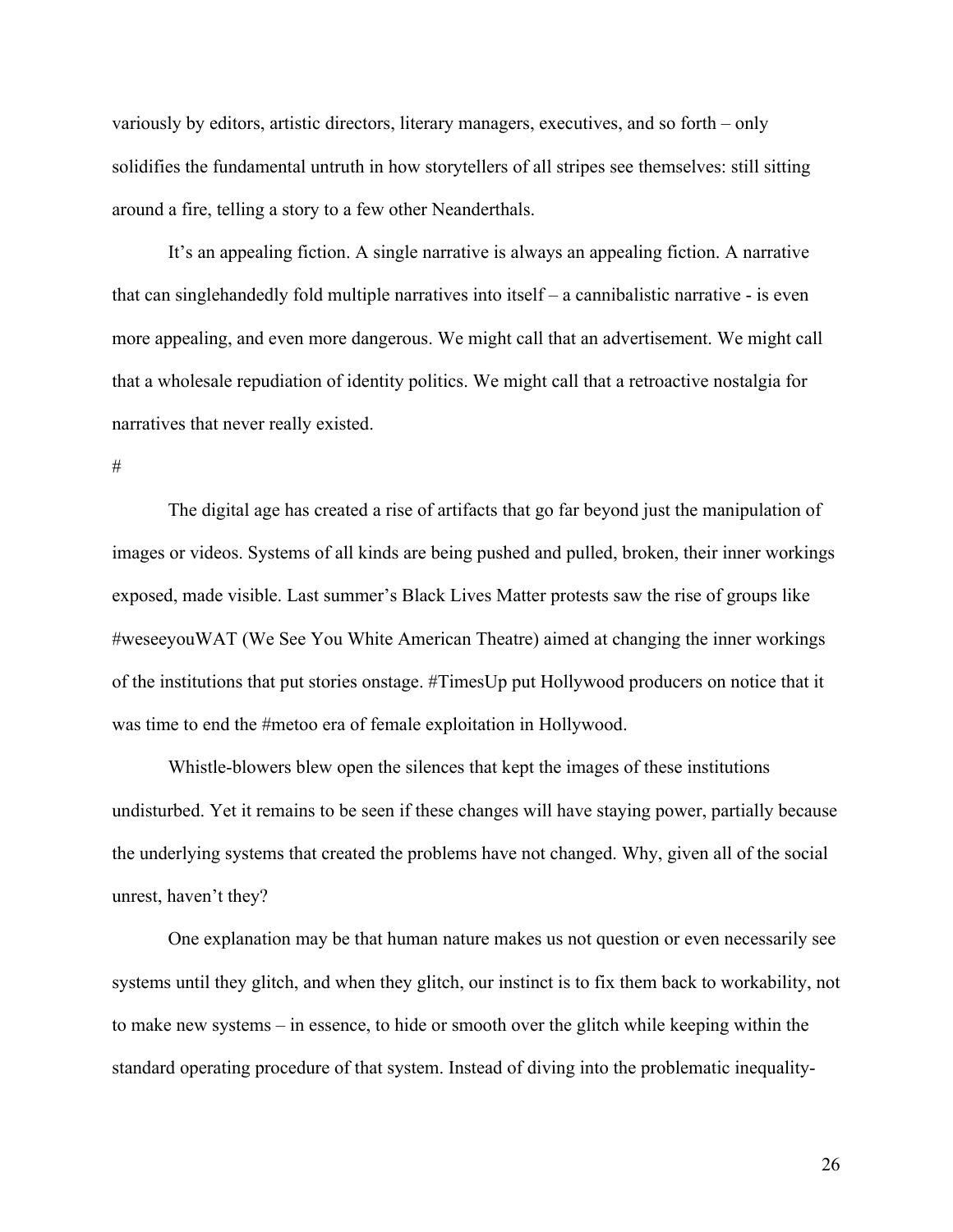variously by editors, artistic directors, literary managers, executives, and so forth – only solidifies the fundamental untruth in how storytellers of all stripes see themselves: still sitting around a fire, telling a story to a few other Neanderthals.

It's an appealing fiction. A single narrative is always an appealing fiction. A narrative that can singlehandedly fold multiple narratives into itself – a cannibalistic narrative - is even more appealing, and even more dangerous. We might call that an advertisement. We might call that a wholesale repudiation of identity politics. We might call that a retroactive nostalgia for narratives that never really existed.

#

The digital age has created a rise of artifacts that go far beyond just the manipulation of images or videos. Systems of all kinds are being pushed and pulled, broken, their inner workings exposed, made visible. Last summer's Black Lives Matter protests saw the rise of groups like #weseeyouWAT (We See You White American Theatre) aimed at changing the inner workings of the institutions that put stories onstage. #TimesUp put Hollywood producers on notice that it was time to end the #metoo era of female exploitation in Hollywood.

Whistle-blowers blew open the silences that kept the images of these institutions undisturbed. Yet it remains to be seen if these changes will have staying power, partially because the underlying systems that created the problems have not changed. Why, given all of the social unrest, haven't they?

One explanation may be that human nature makes us not question or even necessarily see systems until they glitch, and when they glitch, our instinct is to fix them back to workability, not to make new systems – in essence, to hide or smooth over the glitch while keeping within the standard operating procedure of that system. Instead of diving into the problematic inequality-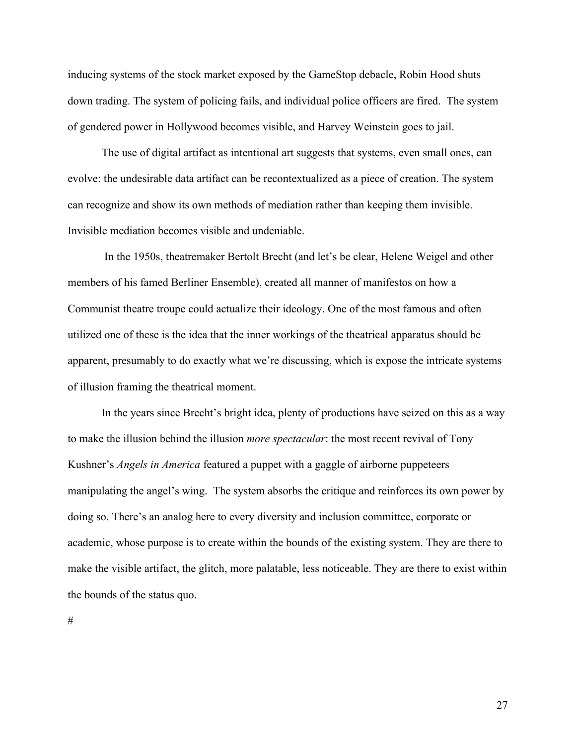inducing systems of the stock market exposed by the GameStop debacle, Robin Hood shuts down trading. The system of policing fails, and individual police officers are fired. The system of gendered power in Hollywood becomes visible, and Harvey Weinstein goes to jail.

The use of digital artifact as intentional art suggests that systems, even small ones, can evolve: the undesirable data artifact can be recontextualized as a piece of creation. The system can recognize and show its own methods of mediation rather than keeping them invisible. Invisible mediation becomes visible and undeniable.

In the 1950s, theatremaker Bertolt Brecht (and let's be clear, Helene Weigel and other members of his famed Berliner Ensemble), created all manner of manifestos on how a Communist theatre troupe could actualize their ideology. One of the most famous and often utilized one of these is the idea that the inner workings of the theatrical apparatus should be apparent, presumably to do exactly what we're discussing, which is expose the intricate systems of illusion framing the theatrical moment.

In the years since Brecht's bright idea, plenty of productions have seized on this as a way to make the illusion behind the illusion *more spectacular*: the most recent revival of Tony Kushner's *Angels in America* featured a puppet with a gaggle of airborne puppeteers manipulating the angel's wing. The system absorbs the critique and reinforces its own power by doing so. There's an analog here to every diversity and inclusion committee, corporate or academic, whose purpose is to create within the bounds of the existing system. They are there to make the visible artifact, the glitch, more palatable, less noticeable. They are there to exist within the bounds of the status quo.

#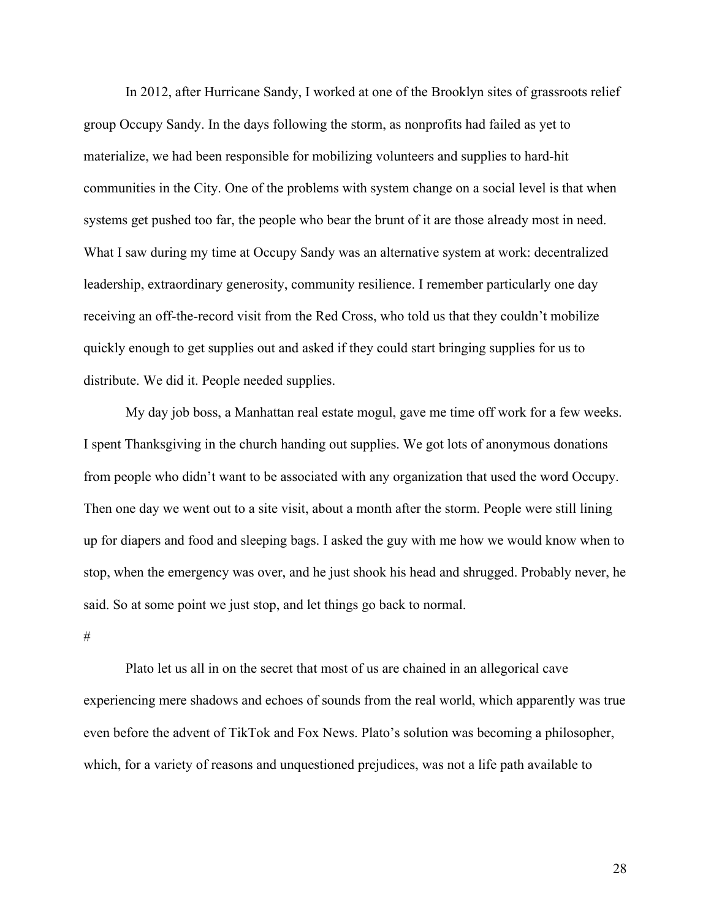In 2012, after Hurricane Sandy, I worked at one of the Brooklyn sites of grassroots relief group Occupy Sandy. In the days following the storm, as nonprofits had failed as yet to materialize, we had been responsible for mobilizing volunteers and supplies to hard-hit communities in the City. One of the problems with system change on a social level is that when systems get pushed too far, the people who bear the brunt of it are those already most in need. What I saw during my time at Occupy Sandy was an alternative system at work: decentralized leadership, extraordinary generosity, community resilience. I remember particularly one day receiving an off-the-record visit from the Red Cross, who told us that they couldn't mobilize quickly enough to get supplies out and asked if they could start bringing supplies for us to distribute. We did it. People needed supplies.

My day job boss, a Manhattan real estate mogul, gave me time off work for a few weeks. I spent Thanksgiving in the church handing out supplies. We got lots of anonymous donations from people who didn't want to be associated with any organization that used the word Occupy. Then one day we went out to a site visit, about a month after the storm. People were still lining up for diapers and food and sleeping bags. I asked the guy with me how we would know when to stop, when the emergency was over, and he just shook his head and shrugged. Probably never, he said. So at some point we just stop, and let things go back to normal.

#

Plato let us all in on the secret that most of us are chained in an allegorical cave experiencing mere shadows and echoes of sounds from the real world, which apparently was true even before the advent of TikTok and Fox News. Plato's solution was becoming a philosopher, which, for a variety of reasons and unquestioned prejudices, was not a life path available to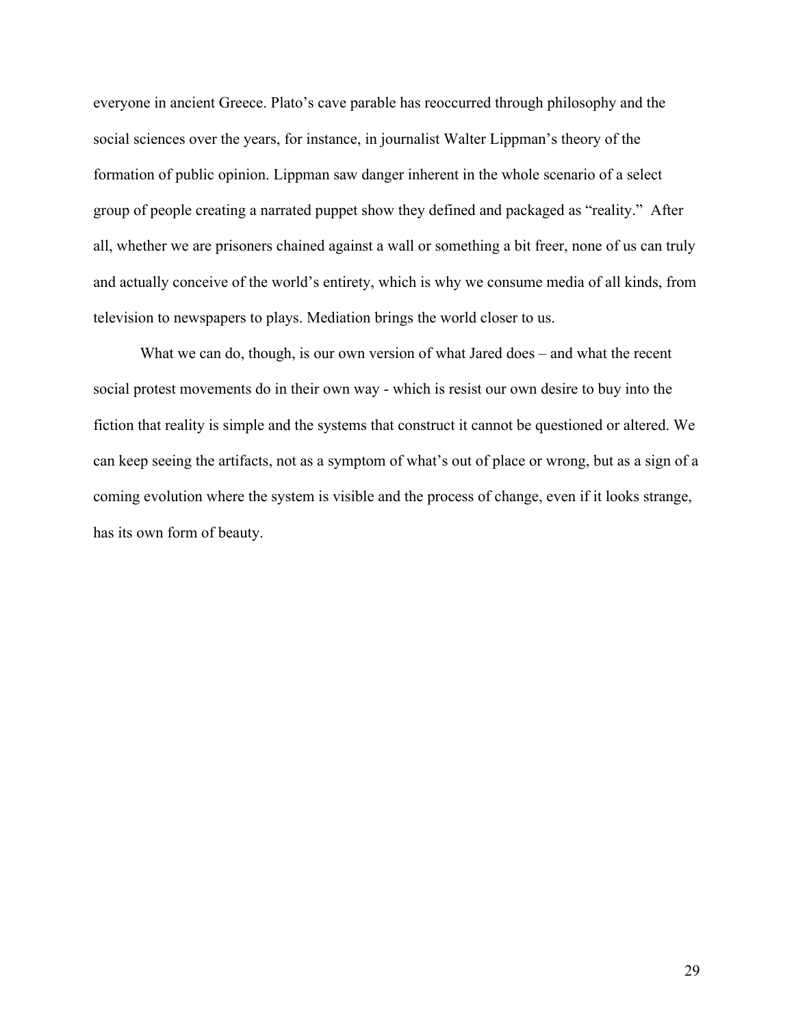everyone in ancient Greece. Plato's cave parable has reoccurred through philosophy and the social sciences over the years, for instance, in journalist Walter Lippman's theory of the formation of public opinion. Lippman saw danger inherent in the whole scenario of a select group of people creating a narrated puppet show they defined and packaged as "reality." After all, whether we are prisoners chained against a wall or something a bit freer, none of us can truly and actually conceive of the world's entirety, which is why we consume media of all kinds, from television to newspapers to plays. Mediation brings the world closer to us.

What we can do, though, is our own version of what Jared does – and what the recent social protest movements do in their own way - which is resist our own desire to buy into the fiction that reality is simple and the systems that construct it cannot be questioned or altered. We can keep seeing the artifacts, not as a symptom of what's out of place or wrong, but as a sign of a coming evolution where the system is visible and the process of change, even if it looks strange, has its own form of beauty.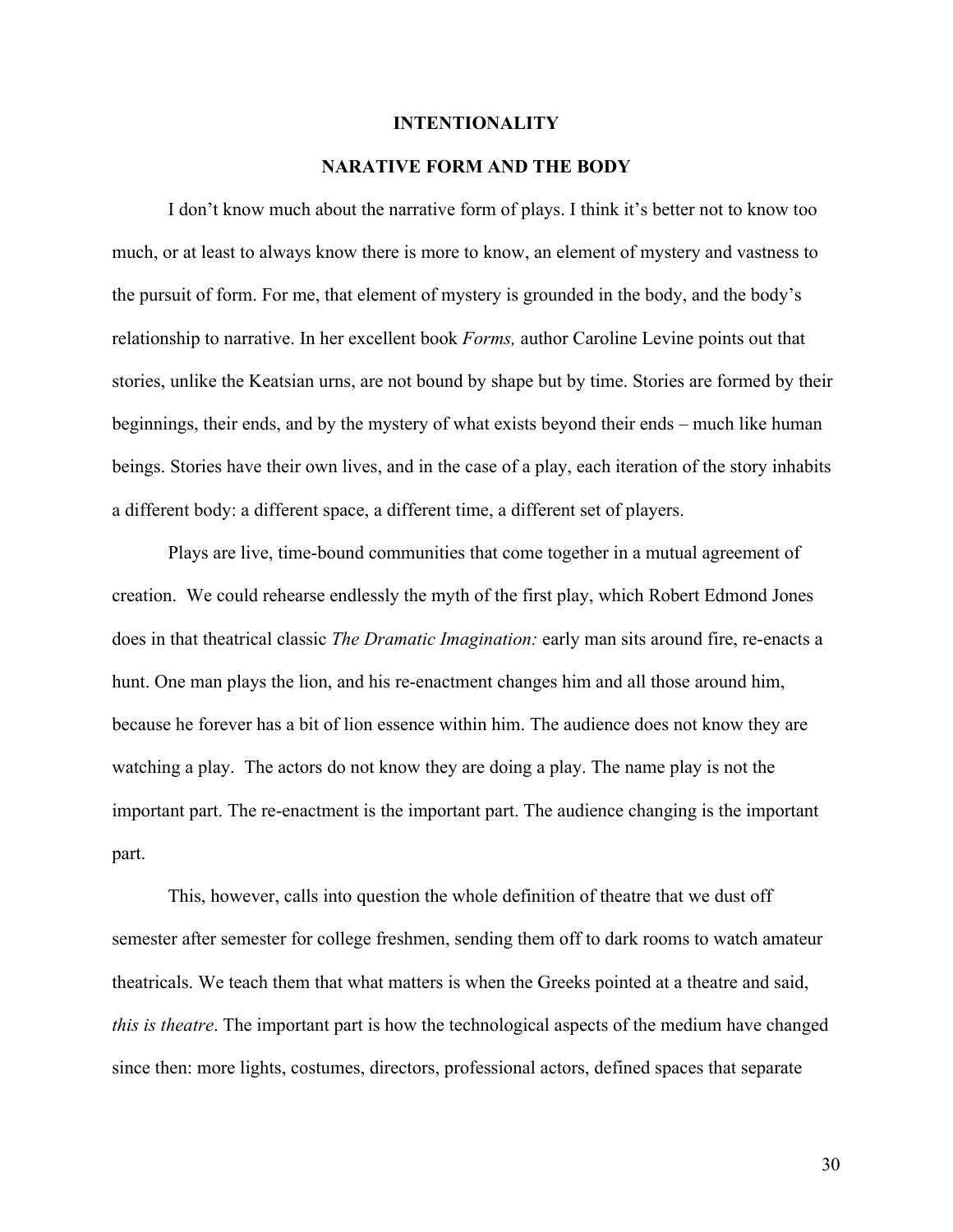## INTENTIONALITY

### NARATIVE FORM AND THE BODY

I don't know much about the narrative form of plays. I think it's better not to know too much, or at least to always know there is more to know, an element of mystery and vastness to the pursuit of form. For me, that element of mystery is grounded in the body, and the body's relationship to narrative. In her excellent book *Forms,* author Caroline Levine points out that stories, unlike the Keatsian urns, are not bound by shape but by time. Stories are formed by their beginnings, their ends, and by the mystery of what exists beyond their ends – much like human beings. Stories have their own lives, and in the case of a play, each iteration of the story inhabits a different body: a different space, a different time, a different set of players.

Plays are live, time-bound communities that come together in a mutual agreement of creation. We could rehearse endlessly the myth of the first play, which Robert Edmond Jones does in that theatrical classic *The Dramatic Imagination:* early man sits around fire, re-enacts a hunt. One man plays the lion, and his re-enactment changes him and all those around him, because he forever has a bit of lion essence within him. The audience does not know they are watching a play. The actors do not know they are doing a play. The name play is not the important part. The re-enactment is the important part. The audience changing is the important part.

This, however, calls into question the whole definition of theatre that we dust off semester after semester for college freshmen, sending them off to dark rooms to watch amateur theatricals. We teach them that what matters is when the Greeks pointed at a theatre and said, *this is theatre*. The important part is how the technological aspects of the medium have changed since then: more lights, costumes, directors, professional actors, defined spaces that separate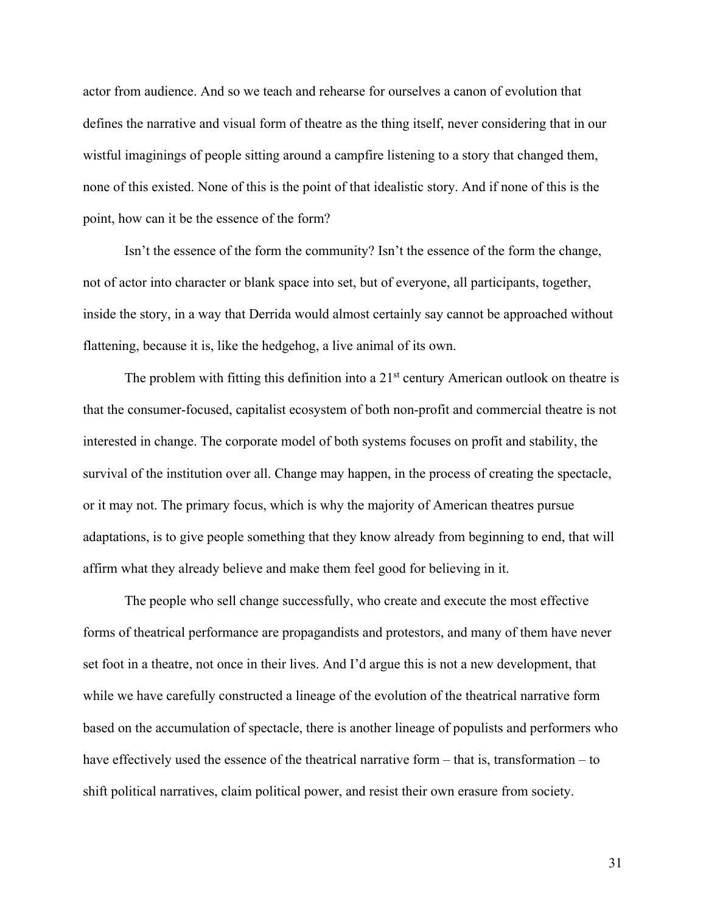actor from audience. And so we teach and rehearse for ourselves a canon of evolution that defines the narrative and visual form of theatre as the thing itself, never considering that in our wistful imaginings of people sitting around a campfire listening to a story that changed them, none of this existed. None of this is the point of that idealistic story. And if none of this is the point, how can it be the essence of the form?

Isn't the essence of the form the community? Isn't the essence of the form the change, not of actor into character or blank space into set, but of everyone, all participants, together, inside the story, in a way that Derrida would almost certainly say cannot be approached without flattening, because it is, like the hedgehog, a live animal of its own.

The problem with fitting this definition into a 21st century American outlook on theatre is that the consumer-focused, capitalist ecosystem of both non-profit and commercial theatre is not interested in change. The corporate model of both systems focuses on profit and stability, the survival of the institution over all. Change may happen, in the process of creating the spectacle, or it may not. The primary focus, which is why the majority of American theatres pursue adaptations, is to give people something that they know already from beginning to end, that will affirm what they already believe and make them feel good for believing in it.

The people who sell change successfully, who create and execute the most effective forms of theatrical performance are propagandists and protestors, and many of them have never set foot in a theatre, not once in their lives. And I'd argue this is not a new development, that while we have carefully constructed a lineage of the evolution of the theatrical narrative form based on the accumulation of spectacle, there is another lineage of populists and performers who have effectively used the essence of the theatrical narrative form – that is, transformation – to shift political narratives, claim political power, and resist their own erasure from society.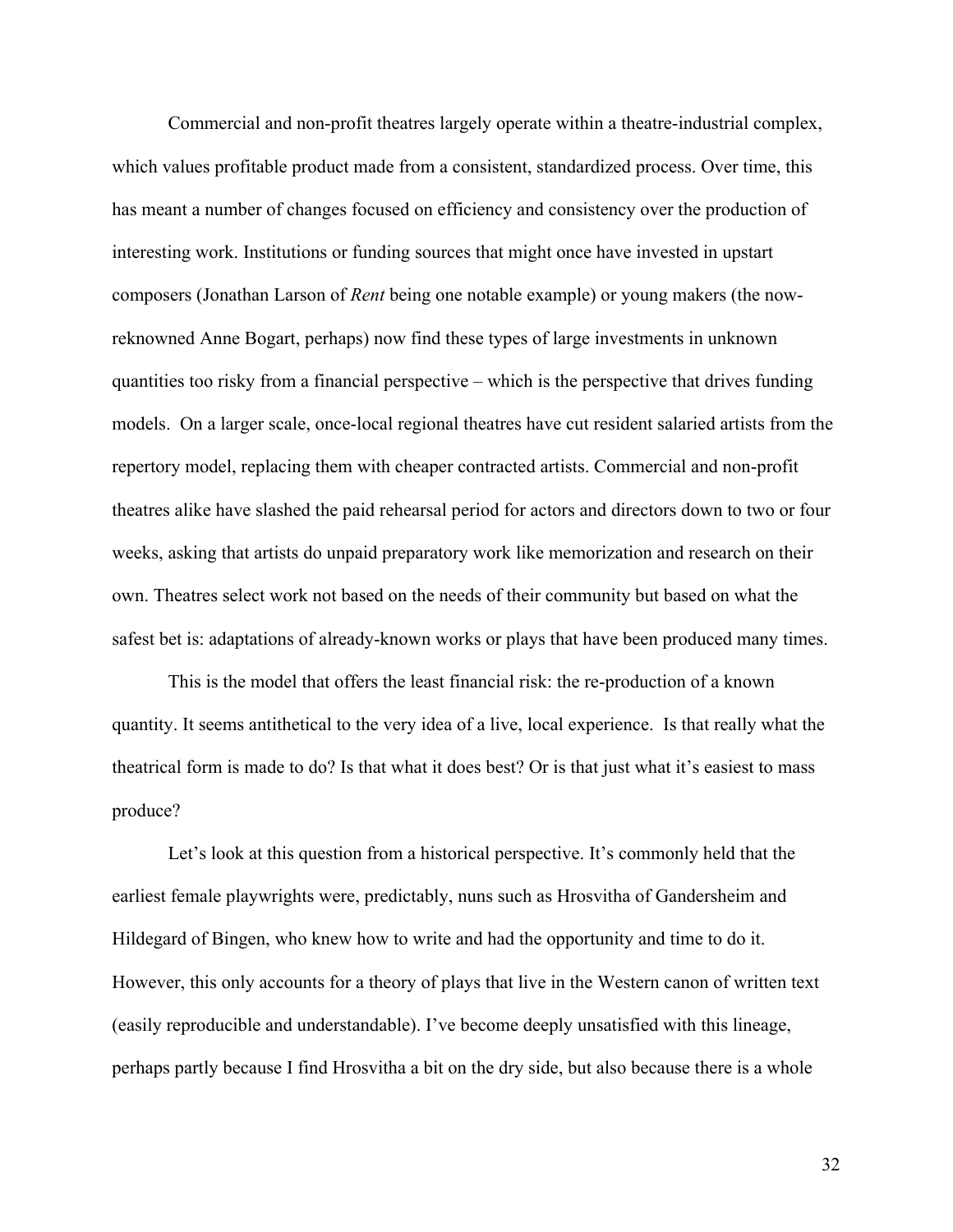Commercial and non-profit theatres largely operate within a theatre-industrial complex, which values profitable product made from a consistent, standardized process. Over time, this has meant a number of changes focused on efficiency and consistency over the production of interesting work. Institutions or funding sources that might once have invested in upstart composers (Jonathan Larson of *Rent* being one notable example) or young makers (the now-reknowned Anne Bogart, perhaps) now find these types of large investments in unknown quantities too risky from a financial perspective – which is the perspective that drives funding models. On a larger scale, once-local regional theatres have cut resident salaried artists from the repertory model, replacing them with cheaper contracted artists. Commercial and non-profit theatres alike have slashed the paid rehearsal period for actors and directors down to two or four weeks, asking that artists do unpaid preparatory work like memorization and research on their own. Theatres select work not based on the needs of their community but based on what the safest bet is: adaptations of already-known works or plays that have been produced many times.

This is the model that offers the least financial risk: the re-production of a known quantity. It seems antithetical to the very idea of a live, local experience. Is that really what the theatrical form is made to do? Is that what it does best? Or is that just what it's easiest to mass produce?

Let's look at this question from a historical perspective. It's commonly held that the earliest female playwrights were, predictably, nuns such as Hrosvitha of Gandersheim and Hildegard of Bingen, who knew how to write and had the opportunity and time to do it. However, this only accounts for a theory of plays that live in the Western canon of written text (easily reproducible and understandable). I've become deeply unsatisfied with this lineage, perhaps partly because I find Hrosvitha a bit on the dry side, but also because there is a whole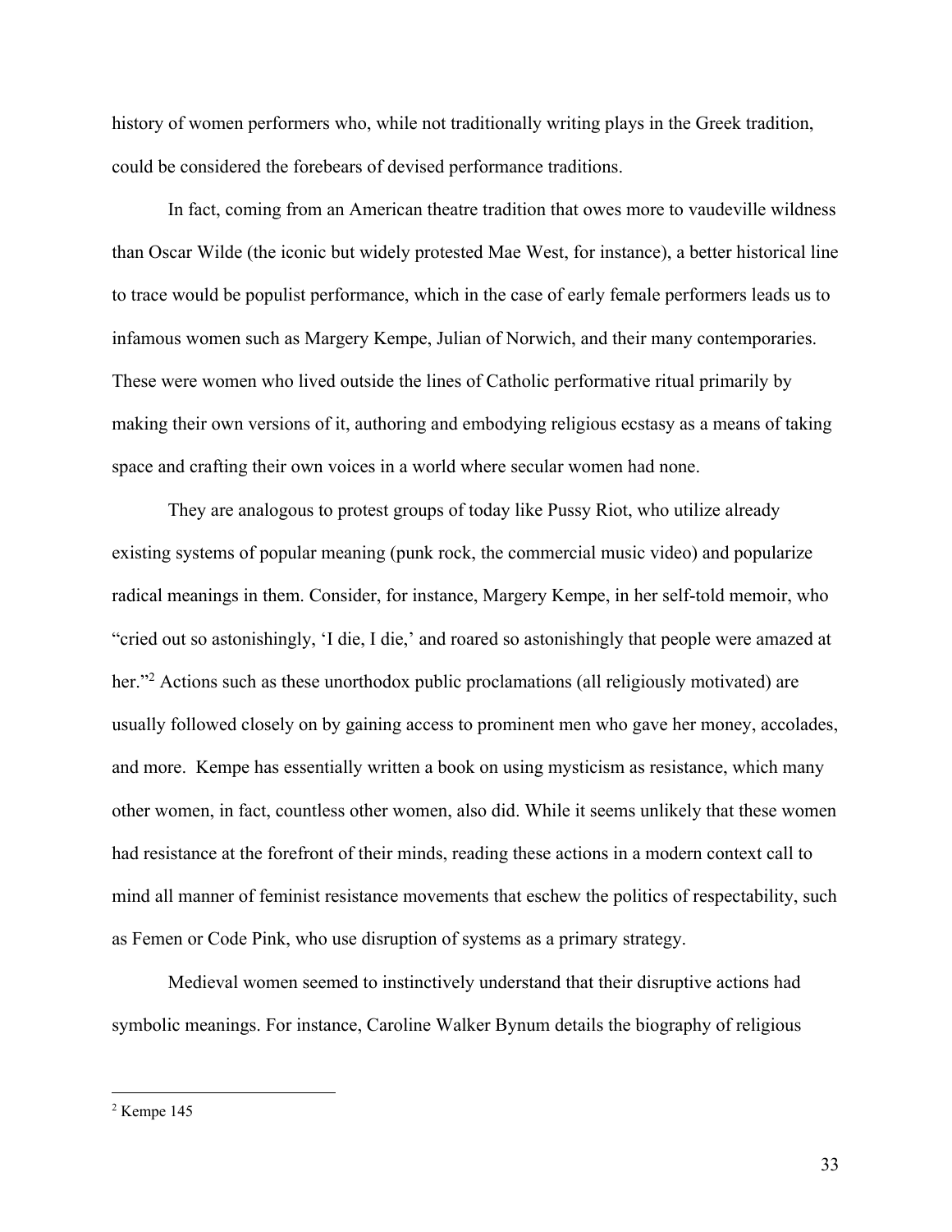history of women performers who, while not traditionally writing plays in the Greek tradition, could be considered the forebears of devised performance traditions.

In fact, coming from an American theatre tradition that owes more to vaudeville wildness than Oscar Wilde (the iconic but widely protested Mae West, for instance), a better historical line to trace would be populist performance, which in the case of early female performers leads us to infamous women such as Margery Kempe, Julian of Norwich, and their many contemporaries. These were women who lived outside the lines of Catholic performative ritual primarily by making their own versions of it, authoring and embodying religious ecstasy as a means of taking space and crafting their own voices in a world where secular women had none.

They are analogous to protest groups of today like Pussy Riot, who utilize already existing systems of popular meaning (punk rock, the commercial music video) and popularize radical meanings in them. Consider, for instance, Margery Kempe, in her self-told memoir, who "cried out so astonishingly, 'I die, I die,' and roared so astonishingly that people were amazed at her."[2] Actions such as these unorthodox public proclamations (all religiously motivated) are usually followed closely on by gaining access to prominent men who gave her money, accolades, and more. Kempe has essentially written a book on using mysticism as resistance, which many other women, in fact, countless other women, also did. While it seems unlikely that these women had resistance at the forefront of their minds, reading these actions in a modern context call to mind all manner of feminist resistance movements that eschew the politics of respectability, such as Femen or Code Pink, who use disruption of systems as a primary strategy.

Medieval women seemed to instinctively understand that their disruptive actions had symbolic meanings. For instance, Caroline Walker Bynum details the biography of religious

---

[2] Kempe 145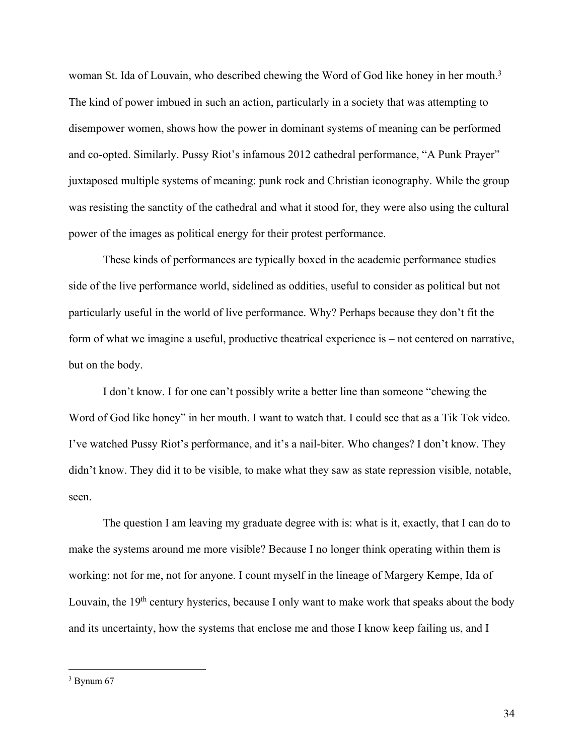woman St. Ida of Louvain, who described chewing the Word of God like honey in her mouth.[3] The kind of power imbued in such an action, particularly in a society that was attempting to disempower women, shows how the power in dominant systems of meaning can be performed and co-opted. Similarly. Pussy Riot's infamous 2012 cathedral performance, "A Punk Prayer" juxtaposed multiple systems of meaning: punk rock and Christian iconography. While the group was resisting the sanctity of the cathedral and what it stood for, they were also using the cultural power of the images as political energy for their protest performance.

These kinds of performances are typically boxed in the academic performance studies side of the live performance world, sidelined as oddities, useful to consider as political but not particularly useful in the world of live performance. Why? Perhaps because they don't fit the form of what we imagine a useful, productive theatrical experience is – not centered on narrative, but on the body.

I don't know. I for one can't possibly write a better line than someone "chewing the Word of God like honey" in her mouth. I want to watch that. I could see that as a Tik Tok video. I've watched Pussy Riot's performance, and it's a nail-biter. Who changes? I don't know. They didn't know. They did it to be visible, to make what they saw as state repression visible, notable, seen.

The question I am leaving my graduate degree with is: what is it, exactly, that I can do to make the systems around me more visible? Because I no longer think operating within them is working: not for me, not for anyone. I count myself in the lineage of Margery Kempe, Ida of Louvain, the 19th century hysterics, because I only want to make work that speaks about the body and its uncertainty, how the systems that enclose me and those I know keep failing us, and I

[3] Bynum 67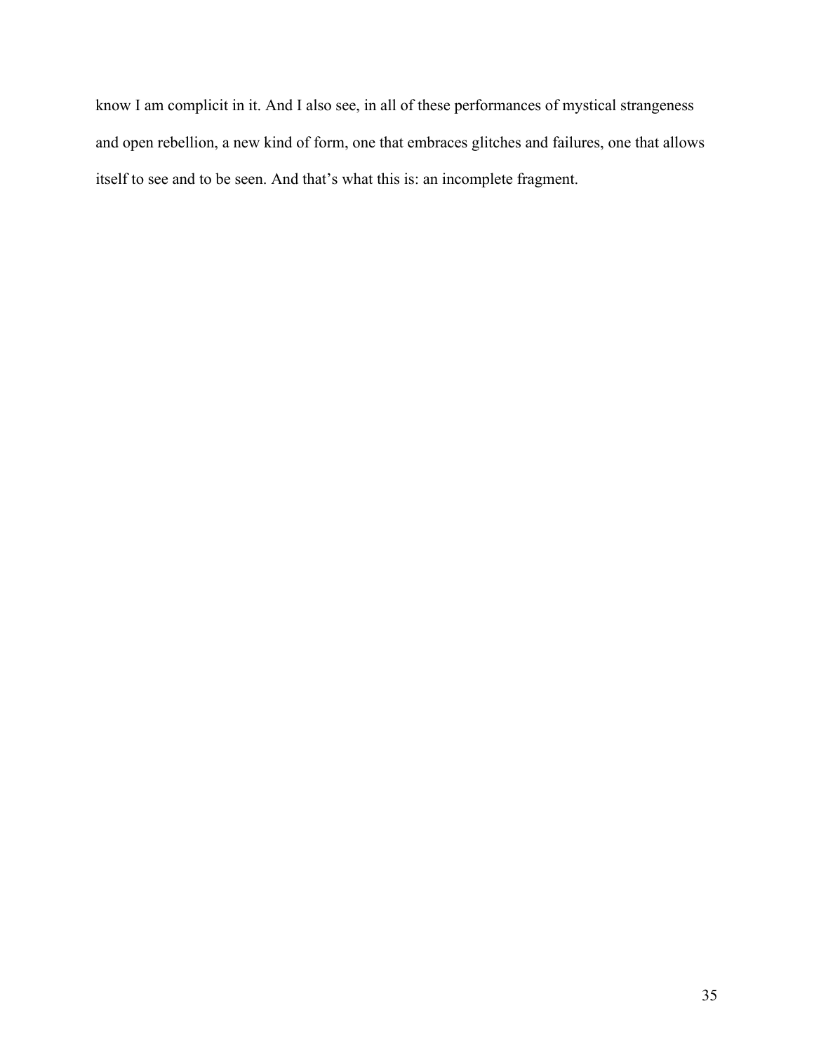know I am complicit in it. And I also see, in all of these performances of mystical strangeness and open rebellion, a new kind of form, one that embraces glitches and failures, one that allows itself to see and to be seen. And that's what this is: an incomplete fragment.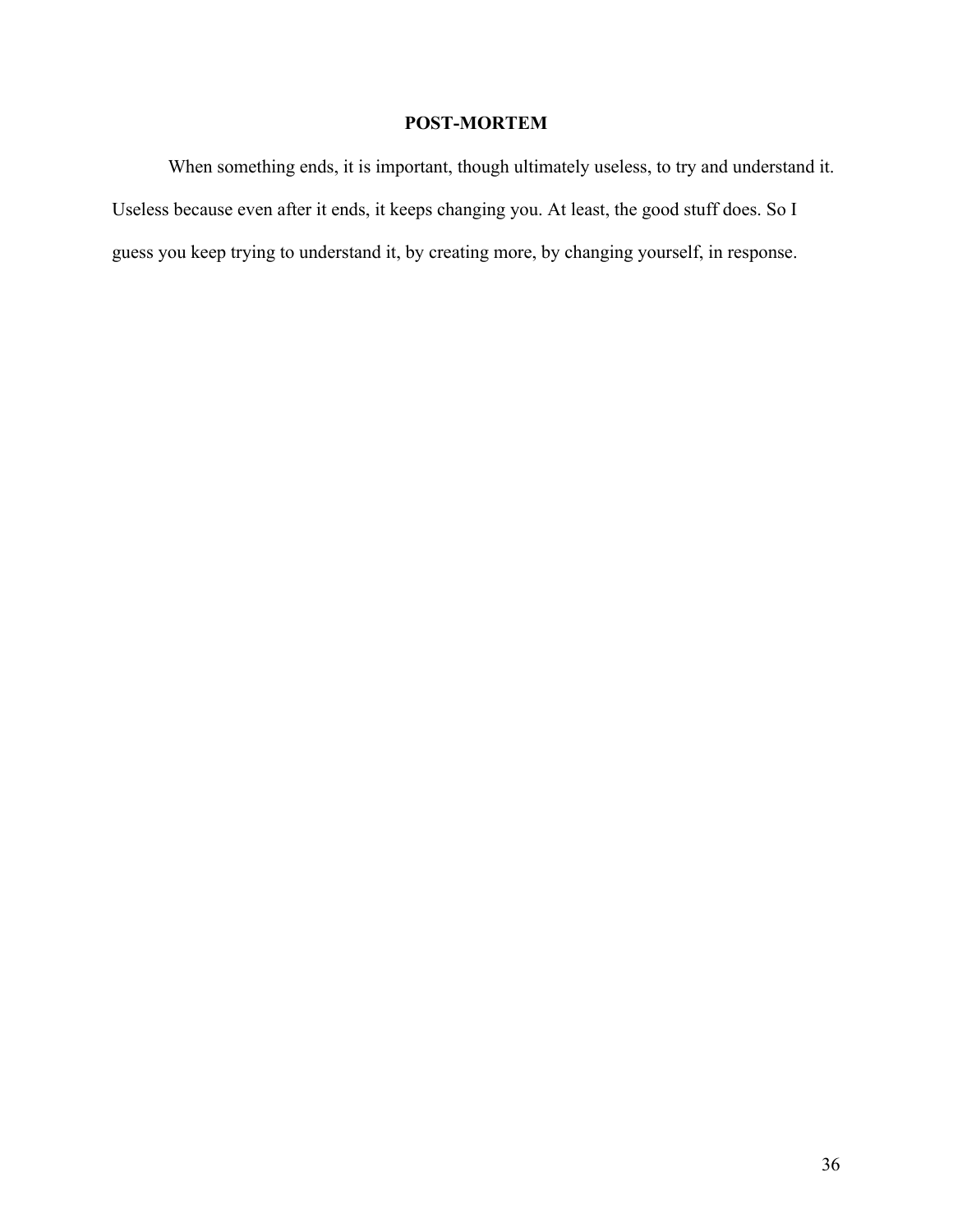## POST-MORTEM

When something ends, it is important, though ultimately useless, to try and understand it. Useless because even after it ends, it keeps changing you. At least, the good stuff does. So I guess you keep trying to understand it, by creating more, by changing yourself, in response.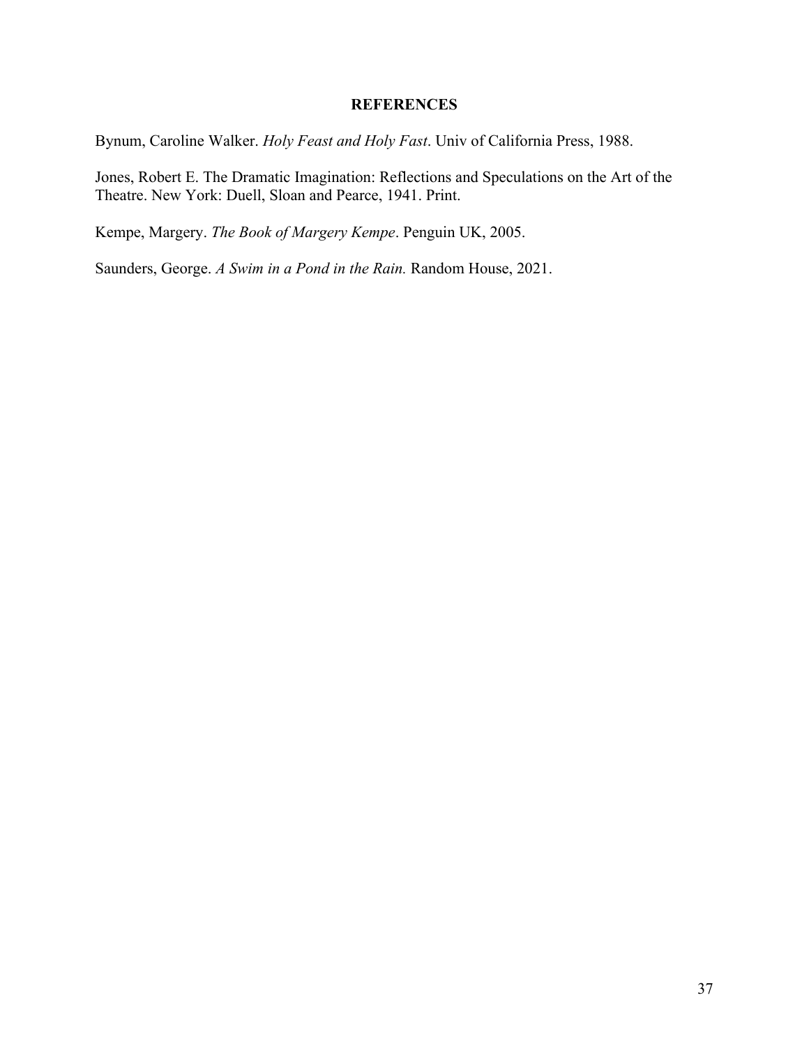# REFERENCES

Bynum, Caroline Walker. *Holy Feast and Holy Fast*. Univ of California Press, 1988.

Jones, Robert E. The Dramatic Imagination: Reflections and Speculations on the Art of the Theatre. New York: Duell, Sloan and Pearce, 1941. Print.

Kempe, Margery. *The Book of Margery Kempe*. Penguin UK, 2005.

Saunders, George. *A Swim in a Pond in the Rain.* Random House, 2021.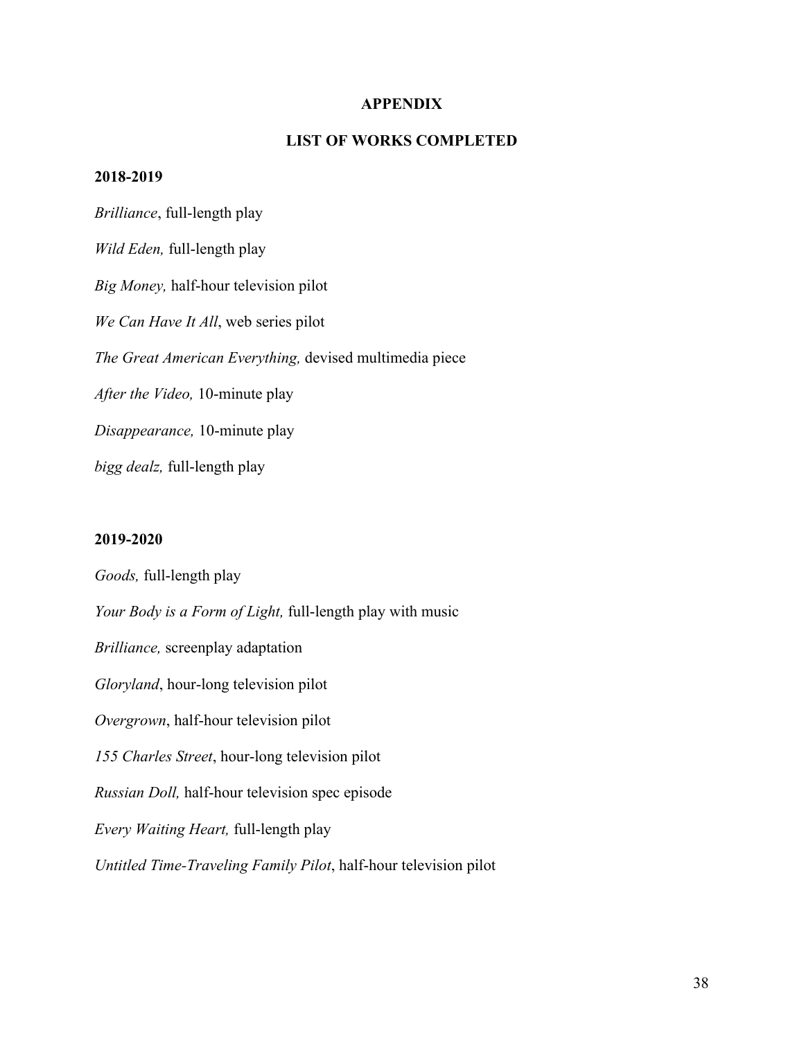# APPENDIX

## LIST OF WORKS COMPLETED

**2018-2019**

*Brilliance*, full-length play

*Wild Eden,* full-length play

*Big Money,* half-hour television pilot

*We Can Have It All*, web series pilot

*The Great American Everything,* devised multimedia piece

*After the Video,* 10-minute play

*Disappearance,* 10-minute play

*bigg dealz,* full-length play

**2019-2020**

*Goods,* full-length play

*Your Body is a Form of Light,* full-length play with music

*Brilliance,* screenplay adaptation

*Gloryland*, hour-long television pilot

*Overgrown*, half-hour television pilot

*155 Charles Street*, hour-long television pilot

*Russian Doll,* half-hour television spec episode

*Every Waiting Heart,* full-length play

*Untitled Time-Traveling Family Pilot*, half-hour television pilot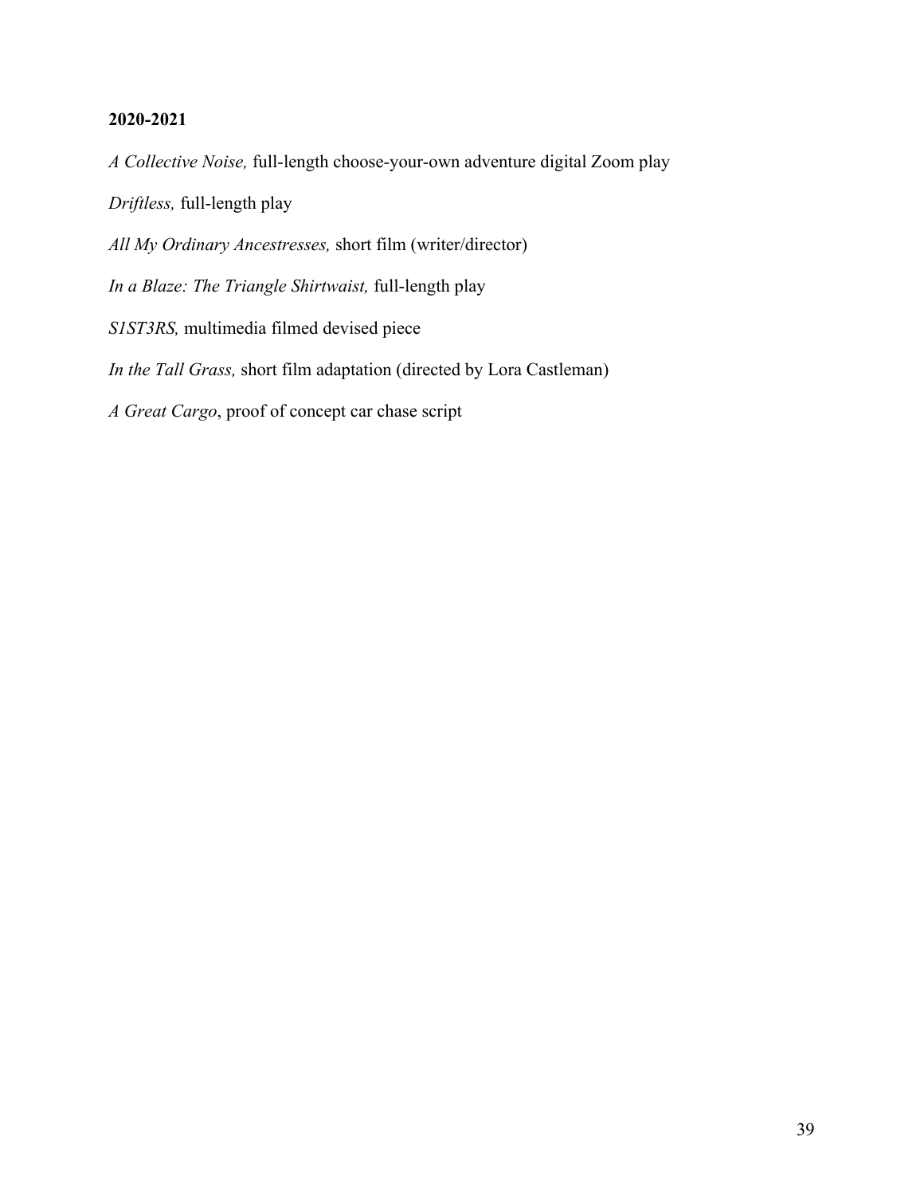**2020-2021**

*A Collective Noise,* full-length choose-your-own adventure digital Zoom play

*Driftless,* full-length play

*All My Ordinary Ancestresses,* short film (writer/director)

*In a Blaze: The Triangle Shirtwaist,* full-length play

*S1ST3RS,* multimedia filmed devised piece

*In the Tall Grass,* short film adaptation (directed by Lora Castleman)

*A Great Cargo*, proof of concept car chase script